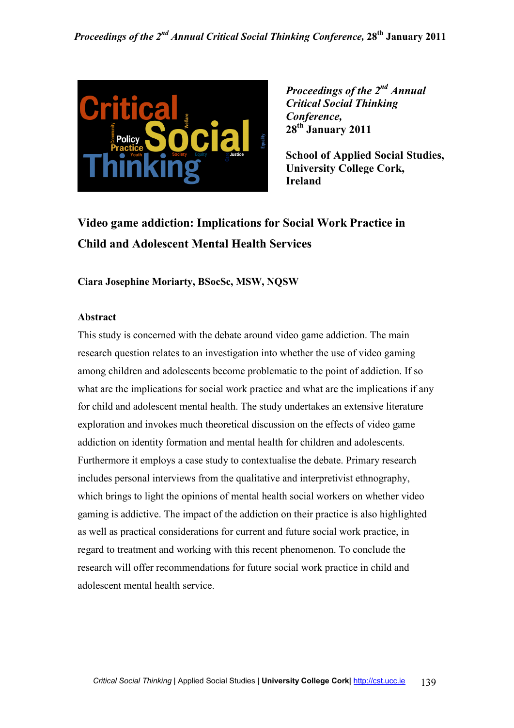*Proceedings of the 2nd Annual Critical Social Thinking Conference,*
**28th January 2011**

**School of Applied Social Studies, University College Cork, Ireland**

# Video game addiction: Implications for Social Work Practice in Child and Adolescent Mental Health Services

**Ciara Josephine Moriarty, BSocSc, MSW, NQSW**

## Abstract

This study is concerned with the debate around video game addiction. The main research question relates to an investigation into whether the use of video gaming among children and adolescents become problematic to the point of addiction. If so what are the implications for social work practice and what are the implications if any for child and adolescent mental health. The study undertakes an extensive literature exploration and invokes much theoretical discussion on the effects of video game addiction on identity formation and mental health for children and adolescents. Furthermore it employs a case study to contextualise the debate. Primary research includes personal interviews from the qualitative and interpretivist ethnography, which brings to light the opinions of mental health social workers on whether video gaming is addictive. The impact of the addiction on their practice is also highlighted as well as practical considerations for current and future social work practice, in regard to treatment and working with this recent phenomenon. To conclude the research will offer recommendations for future social work practice in child and adolescent mental health service.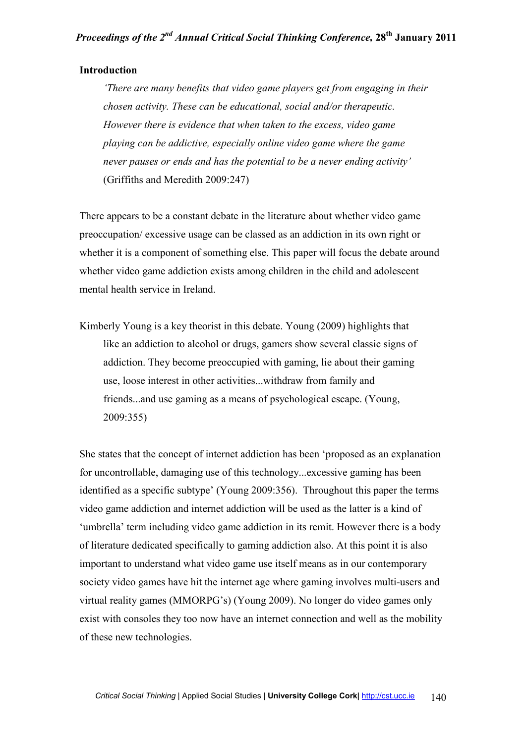## Introduction

> *'There are many benefits that video game players get from engaging in their chosen activity. These can be educational, social and/or therapeutic. However there is evidence that when taken to the excess, video game playing can be addictive, especially online video game where the game never pauses or ends and has the potential to be a never ending activity'* (Griffiths and Meredith 2009:247)

There appears to be a constant debate in the literature about whether video game preoccupation/ excessive usage can be classed as an addiction in its own right or whether it is a component of something else. This paper will focus the debate around whether video game addiction exists among children in the child and adolescent mental health service in Ireland.

Kimberly Young is a key theorist in this debate. Young (2009) highlights that

> like an addiction to alcohol or drugs, gamers show several classic signs of addiction. They become preoccupied with gaming, lie about their gaming use, loose interest in other activities...withdraw from family and friends...and use gaming as a means of psychological escape. (Young, 2009:355)

She states that the concept of internet addiction has been 'proposed as an explanation for uncontrollable, damaging use of this technology...excessive gaming has been identified as a specific subtype' (Young 2009:356). Throughout this paper the terms video game addiction and internet addiction will be used as the latter is a kind of 'umbrella' term including video game addiction in its remit. However there is a body of literature dedicated specifically to gaming addiction also. At this point it is also important to understand what video game use itself means as in our contemporary society video games have hit the internet age where gaming involves multi-users and virtual reality games (MMORPG's) (Young 2009). No longer do video games only exist with consoles they too now have an internet connection and well as the mobility of these new technologies.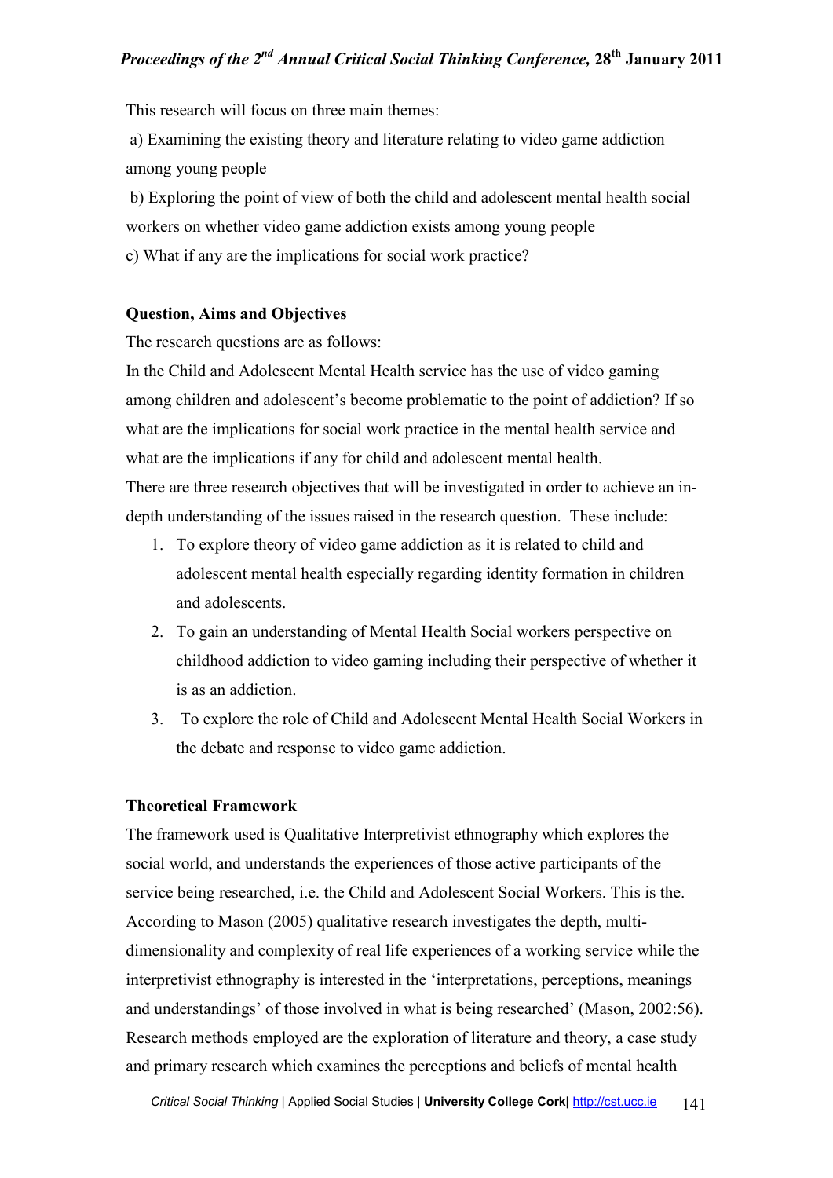This research will focus on three main themes:

a) Examining the existing theory and literature relating to video game addiction among young people

b) Exploring the point of view of both the child and adolescent mental health social workers on whether video game addiction exists among young people

c) What if any are the implications for social work practice?

**Question, Aims and Objectives**

The research questions are as follows:

In the Child and Adolescent Mental Health service has the use of video gaming among children and adolescent's become problematic to the point of addiction? If so what are the implications for social work practice in the mental health service and what are the implications if any for child and adolescent mental health.

There are three research objectives that will be investigated in order to achieve an in-depth understanding of the issues raised in the research question. These include:

1. To explore theory of video game addiction as it is related to child and adolescent mental health especially regarding identity formation in children and adolescents.
2. To gain an understanding of Mental Health Social workers perspective on childhood addiction to video gaming including their perspective of whether it is as an addiction.
3. To explore the role of Child and Adolescent Mental Health Social Workers in the debate and response to video game addiction.

**Theoretical Framework**

The framework used is Qualitative Interpretivist ethnography which explores the social world, and understands the experiences of those active participants of the service being researched, i.e. the Child and Adolescent Social Workers. This is the. According to Mason (2005) qualitative research investigates the depth, multi-dimensionality and complexity of real life experiences of a working service while the interpretivist ethnography is interested in the 'interpretations, perceptions, meanings and understandings' of those involved in what is being researched' (Mason, 2002:56). Research methods employed are the exploration of literature and theory, a case study and primary research which examines the perceptions and beliefs of mental health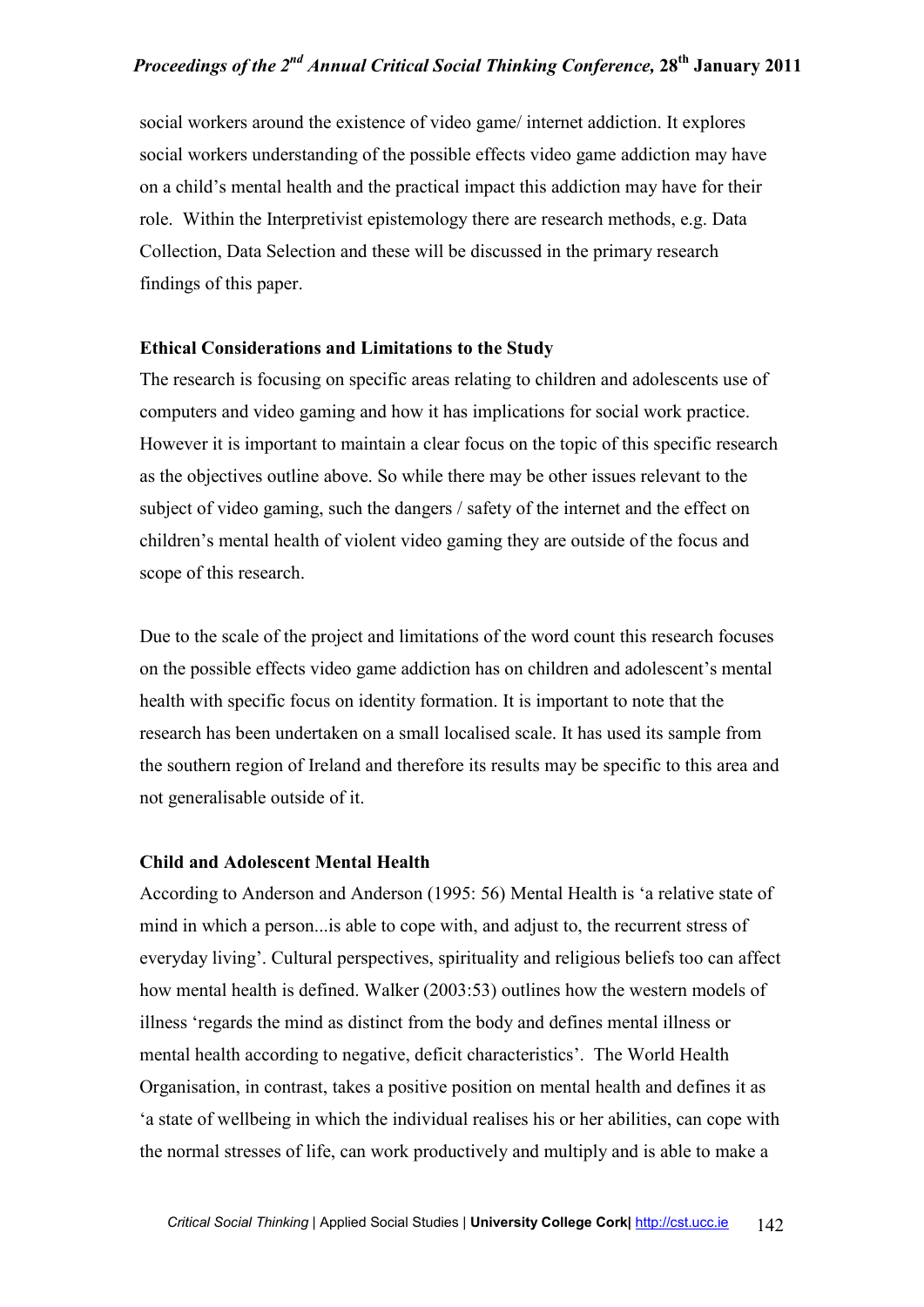social workers around the existence of video game/ internet addiction. It explores social workers understanding of the possible effects video game addiction may have on a child's mental health and the practical impact this addiction may have for their role. Within the Interpretivist epistemology there are research methods, e.g. Data Collection, Data Selection and these will be discussed in the primary research findings of this paper.

**Ethical Considerations and Limitations to the Study**

The research is focusing on specific areas relating to children and adolescents use of computers and video gaming and how it has implications for social work practice. However it is important to maintain a clear focus on the topic of this specific research as the objectives outline above. So while there may be other issues relevant to the subject of video gaming, such the dangers / safety of the internet and the effect on children's mental health of violent video gaming they are outside of the focus and scope of this research.

Due to the scale of the project and limitations of the word count this research focuses on the possible effects video game addiction has on children and adolescent's mental health with specific focus on identity formation. It is important to note that the research has been undertaken on a small localised scale. It has used its sample from the southern region of Ireland and therefore its results may be specific to this area and not generalisable outside of it.

**Child and Adolescent Mental Health**

According to Anderson and Anderson (1995: 56) Mental Health is 'a relative state of mind in which a person...is able to cope with, and adjust to, the recurrent stress of everyday living'. Cultural perspectives, spirituality and religious beliefs too can affect how mental health is defined. Walker (2003:53) outlines how the western models of illness 'regards the mind as distinct from the body and defines mental illness or mental health according to negative, deficit characteristics'. The World Health Organisation, in contrast, takes a positive position on mental health and defines it as 'a state of wellbeing in which the individual realises his or her abilities, can cope with the normal stresses of life, can work productively and multiply and is able to make a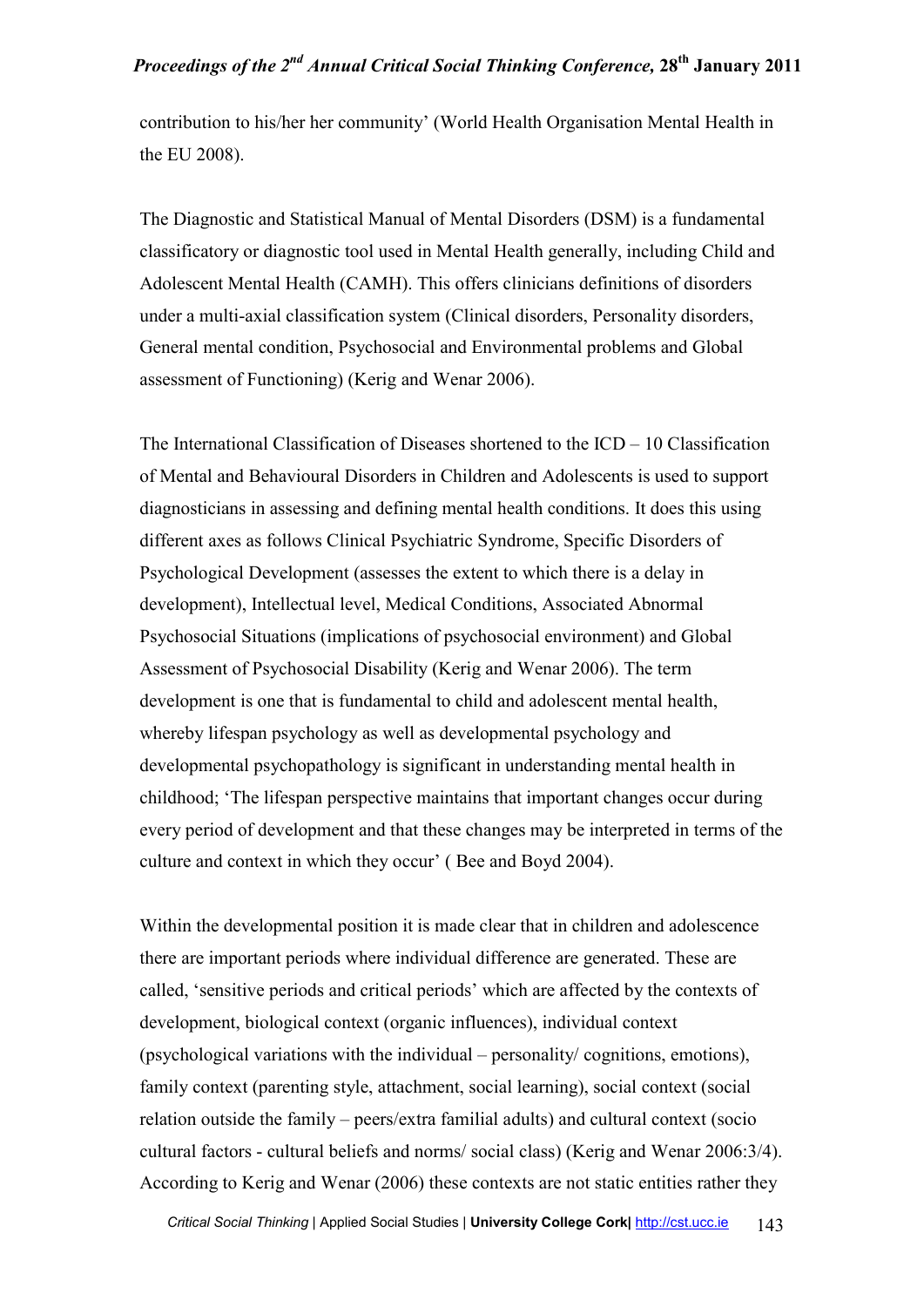contribution to his/her her community' (World Health Organisation Mental Health in the EU 2008).

The Diagnostic and Statistical Manual of Mental Disorders (DSM) is a fundamental classificatory or diagnostic tool used in Mental Health generally, including Child and Adolescent Mental Health (CAMH). This offers clinicians definitions of disorders under a multi-axial classification system (Clinical disorders, Personality disorders, General mental condition, Psychosocial and Environmental problems and Global assessment of Functioning) (Kerig and Wenar 2006).

The International Classification of Diseases shortened to the ICD – 10 Classification of Mental and Behavioural Disorders in Children and Adolescents is used to support diagnosticians in assessing and defining mental health conditions. It does this using different axes as follows Clinical Psychiatric Syndrome, Specific Disorders of Psychological Development (assesses the extent to which there is a delay in development), Intellectual level, Medical Conditions, Associated Abnormal Psychosocial Situations (implications of psychosocial environment) and Global Assessment of Psychosocial Disability (Kerig and Wenar 2006). The term development is one that is fundamental to child and adolescent mental health, whereby lifespan psychology as well as developmental psychology and developmental psychopathology is significant in understanding mental health in childhood; 'The lifespan perspective maintains that important changes occur during every period of development and that these changes may be interpreted in terms of the culture and context in which they occur' ( Bee and Boyd 2004).

Within the developmental position it is made clear that in children and adolescence there are important periods where individual difference are generated. These are called, 'sensitive periods and critical periods' which are affected by the contexts of development, biological context (organic influences), individual context (psychological variations with the individual – personality/ cognitions, emotions), family context (parenting style, attachment, social learning), social context (social relation outside the family – peers/extra familial adults) and cultural context (socio cultural factors - cultural beliefs and norms/ social class) (Kerig and Wenar 2006:3/4). According to Kerig and Wenar (2006) these contexts are not static entities rather they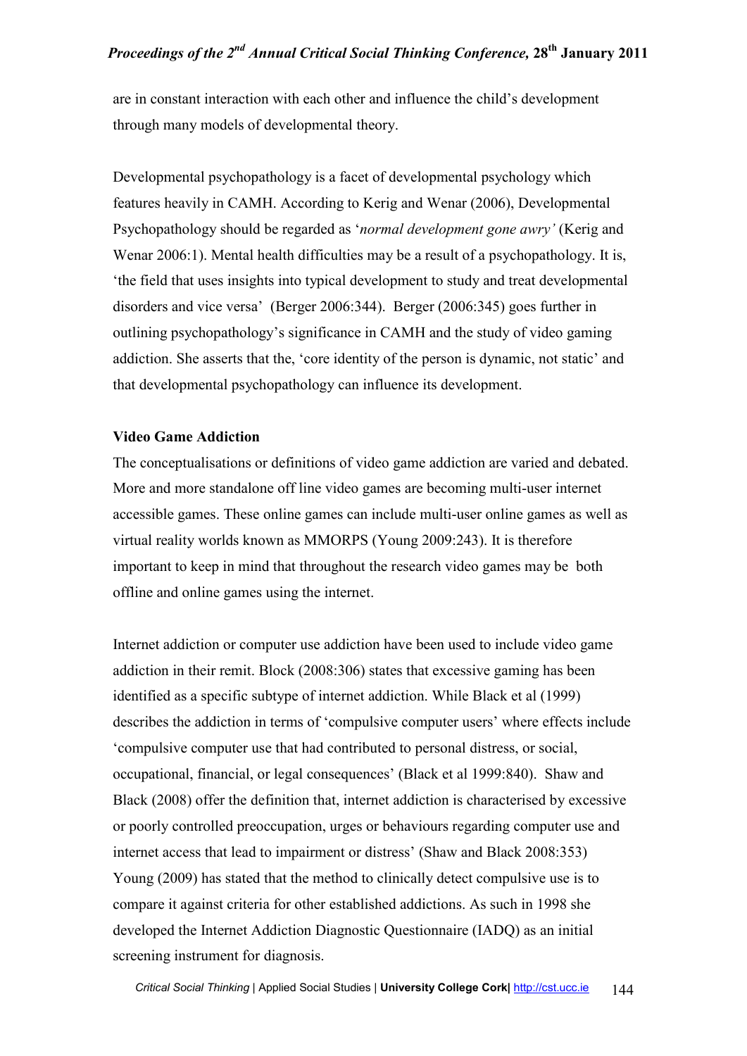are in constant interaction with each other and influence the child's development through many models of developmental theory.

Developmental psychopathology is a facet of developmental psychology which features heavily in CAMH. According to Kerig and Wenar (2006), Developmental Psychopathology should be regarded as '*normal development gone awry'* (Kerig and Wenar 2006:1). Mental health difficulties may be a result of a psychopathology. It is, 'the field that uses insights into typical development to study and treat developmental disorders and vice versa' (Berger 2006:344). Berger (2006:345) goes further in outlining psychopathology's significance in CAMH and the study of video gaming addiction. She asserts that the, 'core identity of the person is dynamic, not static' and that developmental psychopathology can influence its development.

**Video Game Addiction**

The conceptualisations or definitions of video game addiction are varied and debated. More and more standalone off line video games are becoming multi-user internet accessible games. These online games can include multi-user online games as well as virtual reality worlds known as MMORPS (Young 2009:243). It is therefore important to keep in mind that throughout the research video games may be both offline and online games using the internet.

Internet addiction or computer use addiction have been used to include video game addiction in their remit. Block (2008:306) states that excessive gaming has been identified as a specific subtype of internet addiction. While Black et al (1999) describes the addiction in terms of 'compulsive computer users' where effects include 'compulsive computer use that had contributed to personal distress, or social, occupational, financial, or legal consequences' (Black et al 1999:840). Shaw and Black (2008) offer the definition that, internet addiction is characterised by excessive or poorly controlled preoccupation, urges or behaviours regarding computer use and internet access that lead to impairment or distress' (Shaw and Black 2008:353) Young (2009) has stated that the method to clinically detect compulsive use is to compare it against criteria for other established addictions. As such in 1998 she developed the Internet Addiction Diagnostic Questionnaire (IADQ) as an initial screening instrument for diagnosis.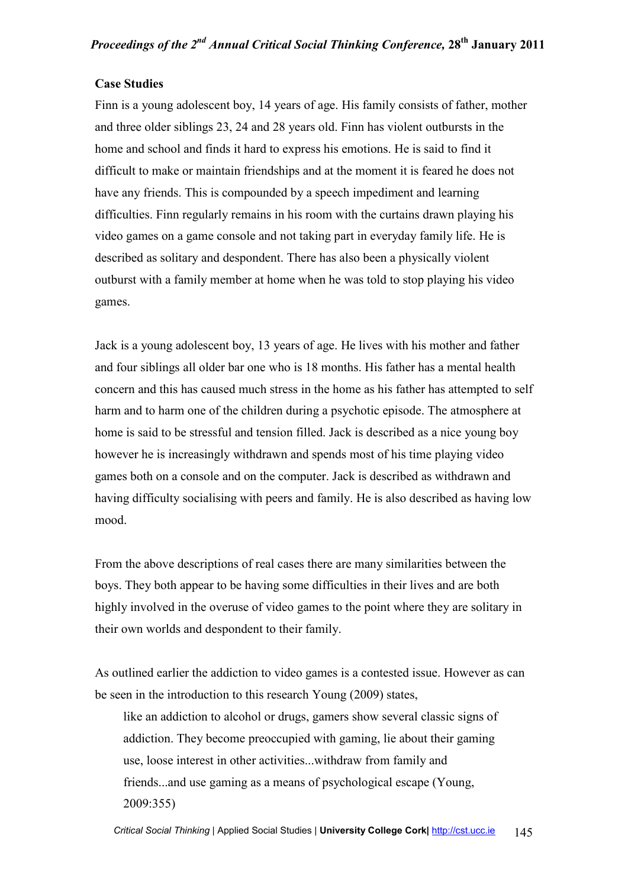**Case Studies**

Finn is a young adolescent boy, 14 years of age. His family consists of father, mother and three older siblings 23, 24 and 28 years old. Finn has violent outbursts in the home and school and finds it hard to express his emotions. He is said to find it difficult to make or maintain friendships and at the moment it is feared he does not have any friends. This is compounded by a speech impediment and learning difficulties. Finn regularly remains in his room with the curtains drawn playing his video games on a game console and not taking part in everyday family life. He is described as solitary and despondent. There has also been a physically violent outburst with a family member at home when he was told to stop playing his video games.

Jack is a young adolescent boy, 13 years of age. He lives with his mother and father and four siblings all older bar one who is 18 months. His father has a mental health concern and this has caused much stress in the home as his father has attempted to self harm and to harm one of the children during a psychotic episode. The atmosphere at home is said to be stressful and tension filled. Jack is described as a nice young boy however he is increasingly withdrawn and spends most of his time playing video games both on a console and on the computer. Jack is described as withdrawn and having difficulty socialising with peers and family. He is also described as having low mood.

From the above descriptions of real cases there are many similarities between the boys. They both appear to be having some difficulties in their lives and are both highly involved in the overuse of video games to the point where they are solitary in their own worlds and despondent to their family.

As outlined earlier the addiction to video games is a contested issue. However as can be seen in the introduction to this research Young (2009) states,

> like an addiction to alcohol or drugs, gamers show several classic signs of addiction. They become preoccupied with gaming, lie about their gaming use, loose interest in other activities...withdraw from family and friends...and use gaming as a means of psychological escape (Young, 2009:355)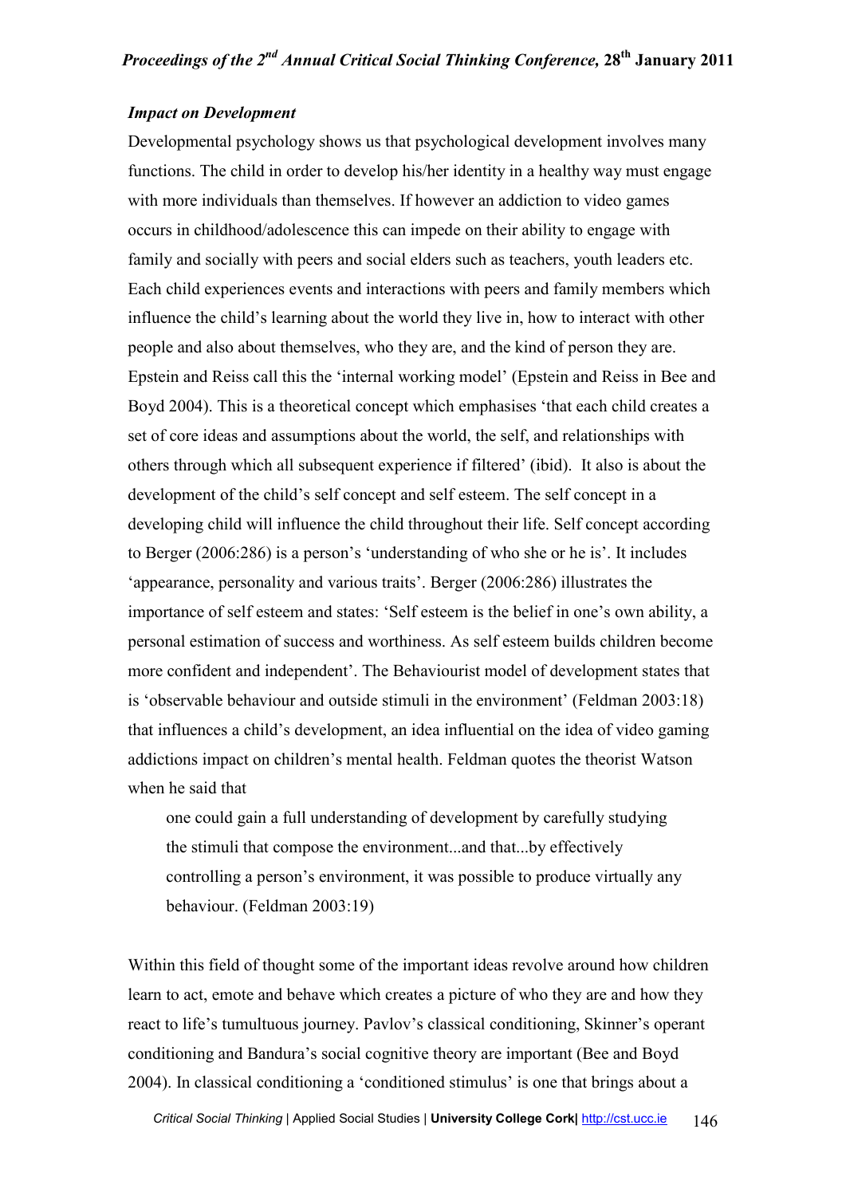### *Impact on Development*

Developmental psychology shows us that psychological development involves many functions. The child in order to develop his/her identity in a healthy way must engage with more individuals than themselves. If however an addiction to video games occurs in childhood/adolescence this can impede on their ability to engage with family and socially with peers and social elders such as teachers, youth leaders etc. Each child experiences events and interactions with peers and family members which influence the child's learning about the world they live in, how to interact with other people and also about themselves, who they are, and the kind of person they are. Epstein and Reiss call this the 'internal working model' (Epstein and Reiss in Bee and Boyd 2004). This is a theoretical concept which emphasises 'that each child creates a set of core ideas and assumptions about the world, the self, and relationships with others through which all subsequent experience if filtered' (ibid). It also is about the development of the child's self concept and self esteem. The self concept in a developing child will influence the child throughout their life. Self concept according to Berger (2006:286) is a person's 'understanding of who she or he is'. It includes 'appearance, personality and various traits'. Berger (2006:286) illustrates the importance of self esteem and states: 'Self esteem is the belief in one's own ability, a personal estimation of success and worthiness. As self esteem builds children become more confident and independent'. The Behaviourist model of development states that is 'observable behaviour and outside stimuli in the environment' (Feldman 2003:18) that influences a child's development, an idea influential on the idea of video gaming addictions impact on children's mental health. Feldman quotes the theorist Watson when he said that

> one could gain a full understanding of development by carefully studying the stimuli that compose the environment...and that...by effectively controlling a person's environment, it was possible to produce virtually any behaviour. (Feldman 2003:19)

Within this field of thought some of the important ideas revolve around how children learn to act, emote and behave which creates a picture of who they are and how they react to life's tumultuous journey. Pavlov's classical conditioning, Skinner's operant conditioning and Bandura's social cognitive theory are important (Bee and Boyd 2004). In classical conditioning a 'conditioned stimulus' is one that brings about a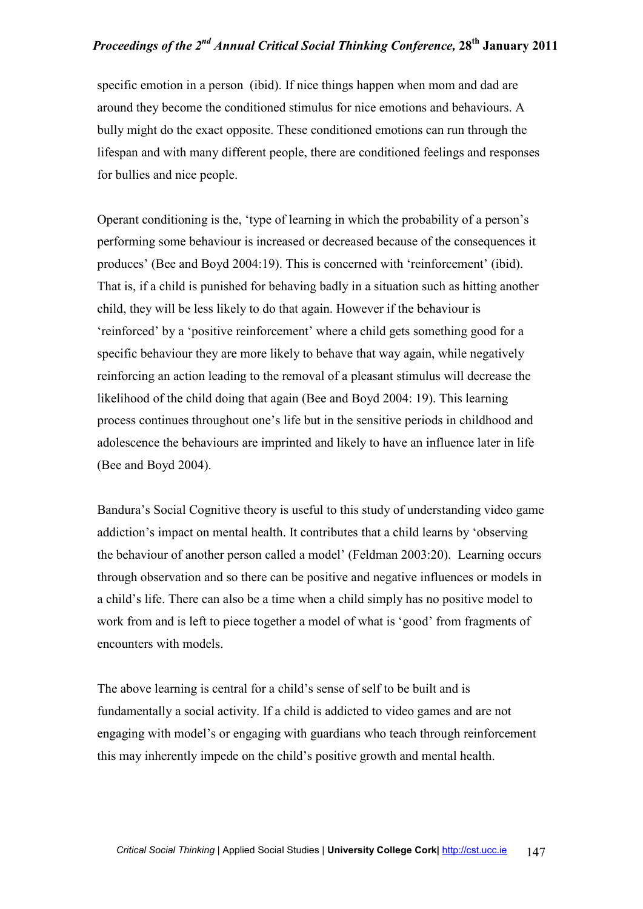specific emotion in a person (ibid). If nice things happen when mom and dad are around they become the conditioned stimulus for nice emotions and behaviours. A bully might do the exact opposite. These conditioned emotions can run through the lifespan and with many different people, there are conditioned feelings and responses for bullies and nice people.

Operant conditioning is the, 'type of learning in which the probability of a person's performing some behaviour is increased or decreased because of the consequences it produces' (Bee and Boyd 2004:19). This is concerned with 'reinforcement' (ibid). That is, if a child is punished for behaving badly in a situation such as hitting another child, they will be less likely to do that again. However if the behaviour is 'reinforced' by a 'positive reinforcement' where a child gets something good for a specific behaviour they are more likely to behave that way again, while negatively reinforcing an action leading to the removal of a pleasant stimulus will decrease the likelihood of the child doing that again (Bee and Boyd 2004: 19). This learning process continues throughout one's life but in the sensitive periods in childhood and adolescence the behaviours are imprinted and likely to have an influence later in life (Bee and Boyd 2004).

Bandura's Social Cognitive theory is useful to this study of understanding video game addiction's impact on mental health. It contributes that a child learns by 'observing the behaviour of another person called a model' (Feldman 2003:20). Learning occurs through observation and so there can be positive and negative influences or models in a child's life. There can also be a time when a child simply has no positive model to work from and is left to piece together a model of what is 'good' from fragments of encounters with models.

The above learning is central for a child's sense of self to be built and is fundamentally a social activity. If a child is addicted to video games and are not engaging with model's or engaging with guardians who teach through reinforcement this may inherently impede on the child's positive growth and mental health.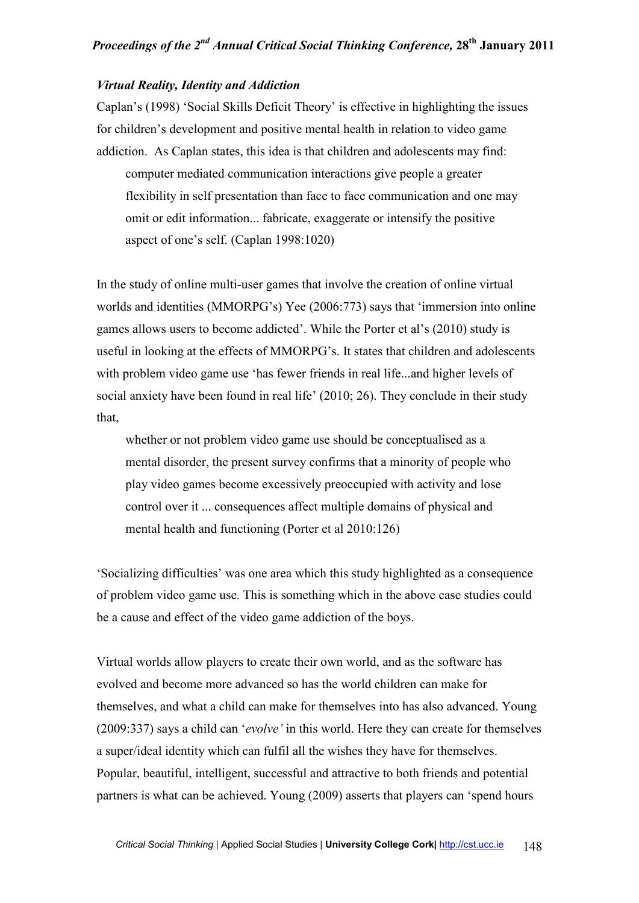### *Virtual Reality, Identity and Addiction*

Caplan's (1998) 'Social Skills Deficit Theory' is effective in highlighting the issues for children's development and positive mental health in relation to video game addiction. As Caplan states, this idea is that children and adolescents may find:

> computer mediated communication interactions give people a greater flexibility in self presentation than face to face communication and one may omit or edit information... fabricate, exaggerate or intensify the positive aspect of one's self. (Caplan 1998:1020)

In the study of online multi-user games that involve the creation of online virtual worlds and identities (MMORPG's) Yee (2006:773) says that 'immersion into online games allows users to become addicted'. While the Porter et al's (2010) study is useful in looking at the effects of MMORPG's. It states that children and adolescents with problem video game use 'has fewer friends in real life...and higher levels of social anxiety have been found in real life' (2010; 26). They conclude in their study that,

> whether or not problem video game use should be conceptualised as a mental disorder, the present survey confirms that a minority of people who play video games become excessively preoccupied with activity and lose control over it ... consequences affect multiple domains of physical and mental health and functioning (Porter et al 2010:126)

'Socializing difficulties' was one area which this study highlighted as a consequence of problem video game use. This is something which in the above case studies could be a cause and effect of the video game addiction of the boys.

Virtual worlds allow players to create their own world, and as the software has evolved and become more advanced so has the world children can make for themselves, and what a child can make for themselves into has also advanced. Young (2009:337) says a child can '*evolve'* in this world. Here they can create for themselves a super/ideal identity which can fulfil all the wishes they have for themselves. Popular, beautiful, intelligent, successful and attractive to both friends and potential partners is what can be achieved. Young (2009) asserts that players can 'spend hours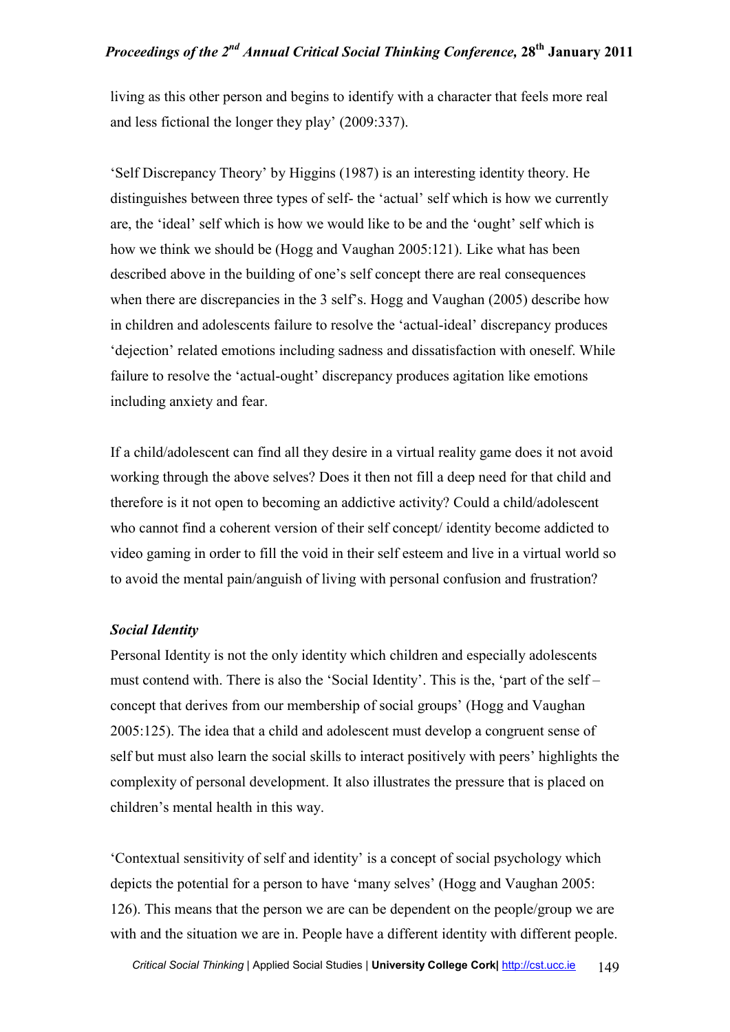living as this other person and begins to identify with a character that feels more real and less fictional the longer they play' (2009:337).

'Self Discrepancy Theory' by Higgins (1987) is an interesting identity theory. He distinguishes between three types of self- the 'actual' self which is how we currently are, the 'ideal' self which is how we would like to be and the 'ought' self which is how we think we should be (Hogg and Vaughan 2005:121). Like what has been described above in the building of one's self concept there are real consequences when there are discrepancies in the 3 self's. Hogg and Vaughan (2005) describe how in children and adolescents failure to resolve the 'actual-ideal' discrepancy produces 'dejection' related emotions including sadness and dissatisfaction with oneself. While failure to resolve the 'actual-ought' discrepancy produces agitation like emotions including anxiety and fear.

If a child/adolescent can find all they desire in a virtual reality game does it not avoid working through the above selves? Does it then not fill a deep need for that child and therefore is it not open to becoming an addictive activity? Could a child/adolescent who cannot find a coherent version of their self concept/ identity become addicted to video gaming in order to fill the void in their self esteem and live in a virtual world so to avoid the mental pain/anguish of living with personal confusion and frustration?

### *Social Identity*

Personal Identity is not the only identity which children and especially adolescents must contend with. There is also the 'Social Identity'. This is the, 'part of the self – concept that derives from our membership of social groups' (Hogg and Vaughan 2005:125). The idea that a child and adolescent must develop a congruent sense of self but must also learn the social skills to interact positively with peers' highlights the complexity of personal development. It also illustrates the pressure that is placed on children's mental health in this way.

'Contextual sensitivity of self and identity' is a concept of social psychology which depicts the potential for a person to have 'many selves' (Hogg and Vaughan 2005: 126). This means that the person we are can be dependent on the people/group we are with and the situation we are in. People have a different identity with different people.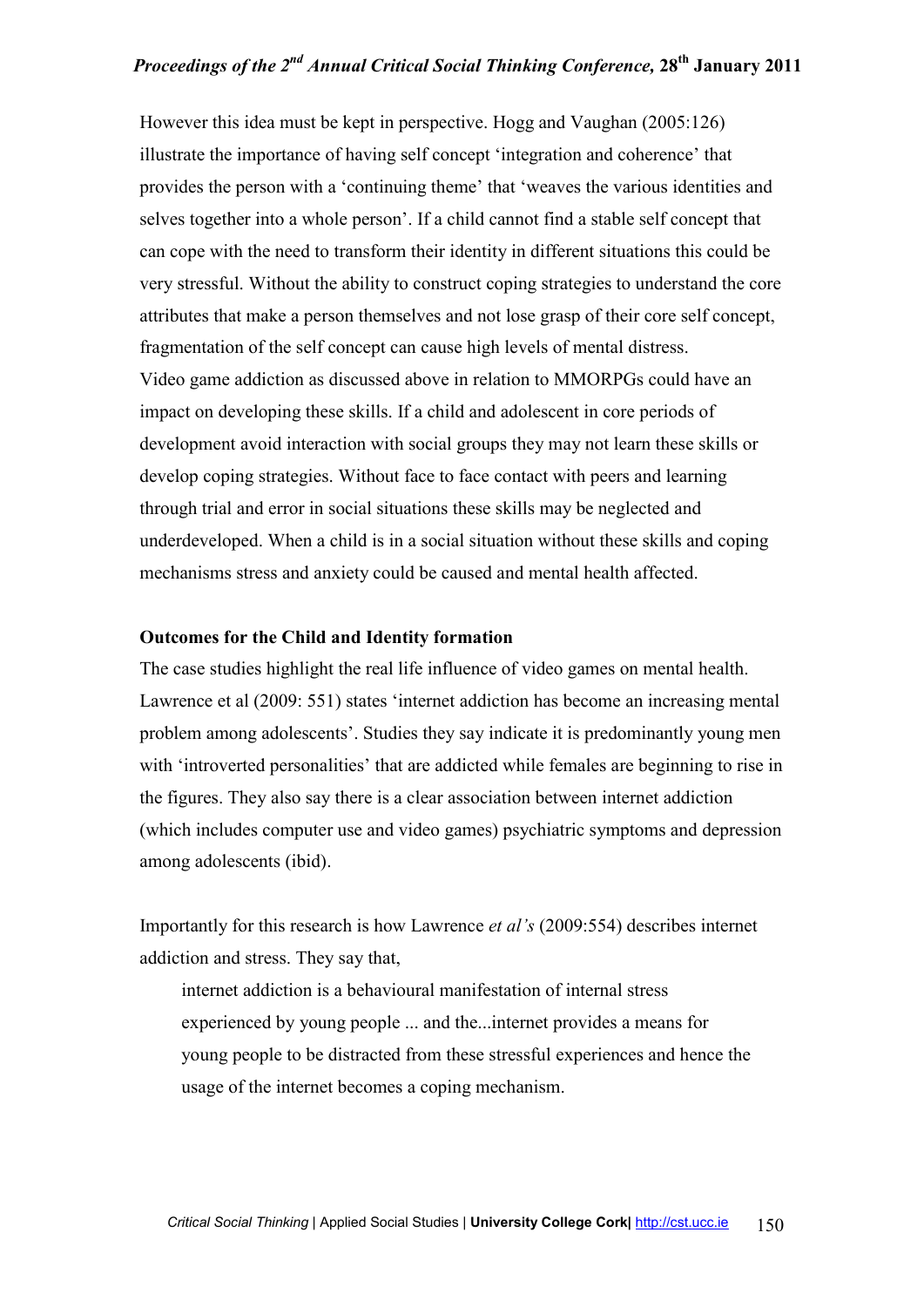However this idea must be kept in perspective. Hogg and Vaughan (2005:126) illustrate the importance of having self concept 'integration and coherence' that provides the person with a 'continuing theme' that 'weaves the various identities and selves together into a whole person'. If a child cannot find a stable self concept that can cope with the need to transform their identity in different situations this could be very stressful. Without the ability to construct coping strategies to understand the core attributes that make a person themselves and not lose grasp of their core self concept, fragmentation of the self concept can cause high levels of mental distress.

Video game addiction as discussed above in relation to MMORPGs could have an impact on developing these skills. If a child and adolescent in core periods of development avoid interaction with social groups they may not learn these skills or develop coping strategies. Without face to face contact with peers and learning through trial and error in social situations these skills may be neglected and underdeveloped. When a child is in a social situation without these skills and coping mechanisms stress and anxiety could be caused and mental health affected.

**Outcomes for the Child and Identity formation**

The case studies highlight the real life influence of video games on mental health. Lawrence et al (2009: 551) states 'internet addiction has become an increasing mental problem among adolescents'. Studies they say indicate it is predominantly young men with 'introverted personalities' that are addicted while females are beginning to rise in the figures. They also say there is a clear association between internet addiction (which includes computer use and video games) psychiatric symptoms and depression among adolescents (ibid).

Importantly for this research is how Lawrence *et al's* (2009:554) describes internet addiction and stress. They say that,

> internet addiction is a behavioural manifestation of internal stress experienced by young people ... and the...internet provides a means for young people to be distracted from these stressful experiences and hence the usage of the internet becomes a coping mechanism.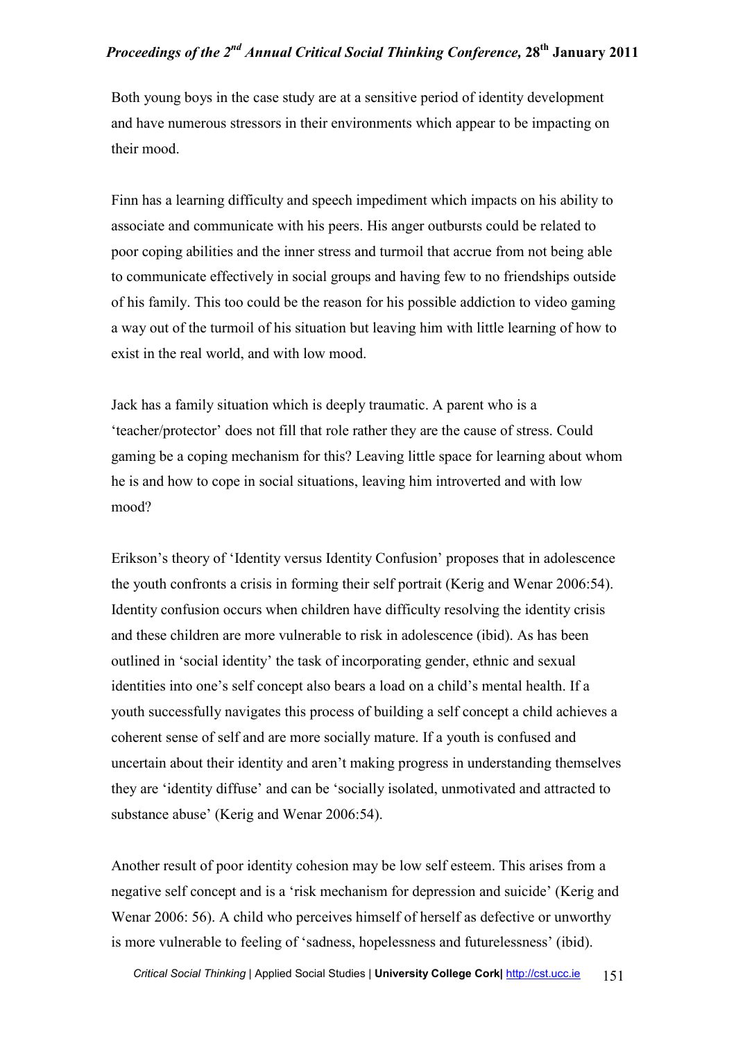Both young boys in the case study are at a sensitive period of identity development and have numerous stressors in their environments which appear to be impacting on their mood.

Finn has a learning difficulty and speech impediment which impacts on his ability to associate and communicate with his peers. His anger outbursts could be related to poor coping abilities and the inner stress and turmoil that accrue from not being able to communicate effectively in social groups and having few to no friendships outside of his family. This too could be the reason for his possible addiction to video gaming a way out of the turmoil of his situation but leaving him with little learning of how to exist in the real world, and with low mood.

Jack has a family situation which is deeply traumatic. A parent who is a 'teacher/protector' does not fill that role rather they are the cause of stress. Could gaming be a coping mechanism for this? Leaving little space for learning about whom he is and how to cope in social situations, leaving him introverted and with low mood?

Erikson's theory of 'Identity versus Identity Confusion' proposes that in adolescence the youth confronts a crisis in forming their self portrait (Kerig and Wenar 2006:54). Identity confusion occurs when children have difficulty resolving the identity crisis and these children are more vulnerable to risk in adolescence (ibid). As has been outlined in 'social identity' the task of incorporating gender, ethnic and sexual identities into one's self concept also bears a load on a child's mental health. If a youth successfully navigates this process of building a self concept a child achieves a coherent sense of self and are more socially mature. If a youth is confused and uncertain about their identity and aren't making progress in understanding themselves they are 'identity diffuse' and can be 'socially isolated, unmotivated and attracted to substance abuse' (Kerig and Wenar 2006:54).

Another result of poor identity cohesion may be low self esteem. This arises from a negative self concept and is a 'risk mechanism for depression and suicide' (Kerig and Wenar 2006: 56). A child who perceives himself of herself as defective or unworthy is more vulnerable to feeling of 'sadness, hopelessness and futurelessness' (ibid).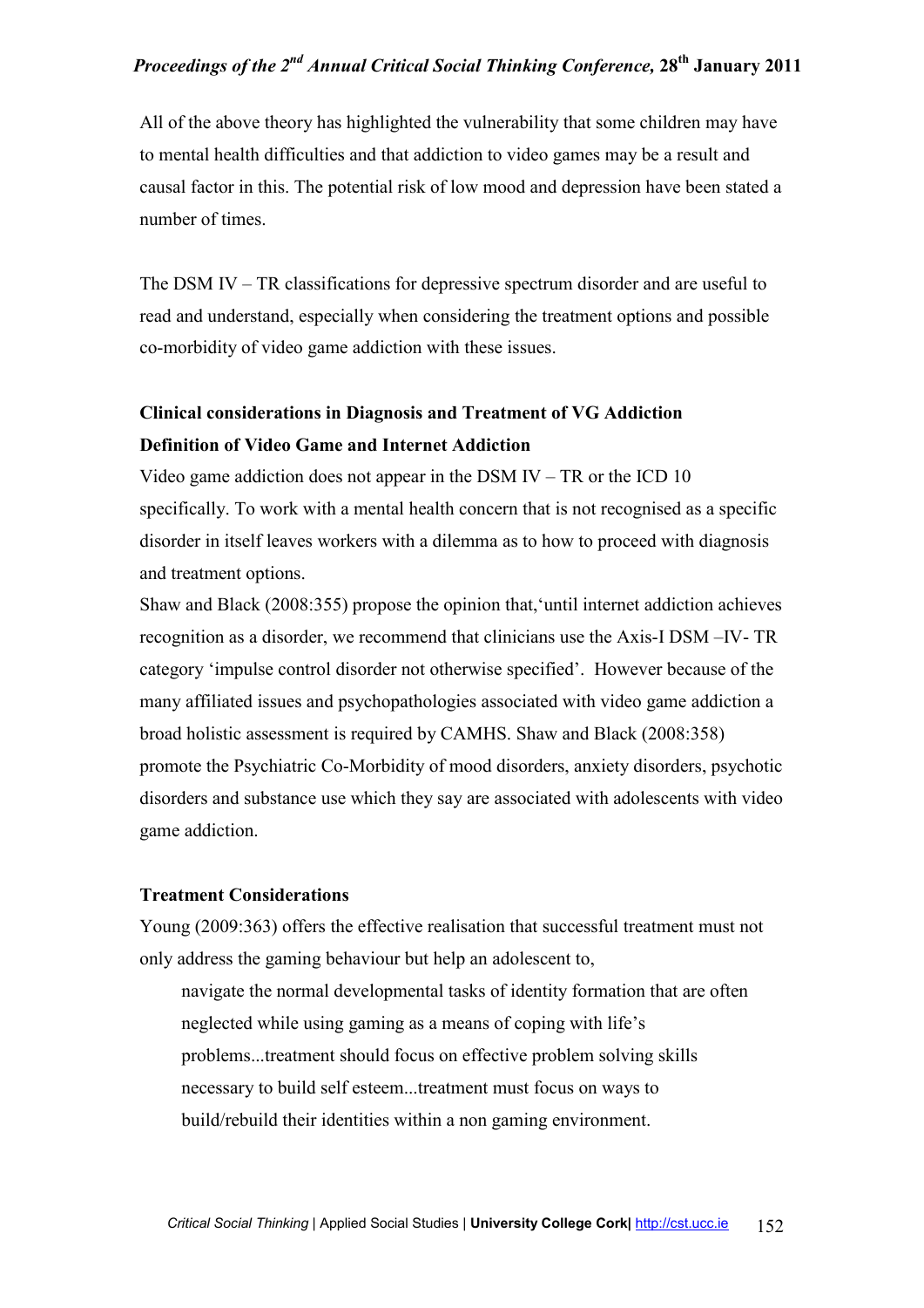All of the above theory has highlighted the vulnerability that some children may have to mental health difficulties and that addiction to video games may be a result and causal factor in this. The potential risk of low mood and depression have been stated a number of times.

The DSM IV – TR classifications for depressive spectrum disorder and are useful to read and understand, especially when considering the treatment options and possible co-morbidity of video game addiction with these issues.

**Clinical considerations in Diagnosis and Treatment of VG Addiction**

**Definition of Video Game and Internet Addiction**

Video game addiction does not appear in the DSM IV – TR or the ICD 10 specifically. To work with a mental health concern that is not recognised as a specific disorder in itself leaves workers with a dilemma as to how to proceed with diagnosis and treatment options.

Shaw and Black (2008:355) propose the opinion that,'until internet addiction achieves recognition as a disorder, we recommend that clinicians use the Axis-I DSM –IV- TR category 'impulse control disorder not otherwise specified'. However because of the many affiliated issues and psychopathologies associated with video game addiction a broad holistic assessment is required by CAMHS. Shaw and Black (2008:358) promote the Psychiatric Co-Morbidity of mood disorders, anxiety disorders, psychotic disorders and substance use which they say are associated with adolescents with video game addiction.

**Treatment Considerations**

Young (2009:363) offers the effective realisation that successful treatment must not only address the gaming behaviour but help an adolescent to,

> navigate the normal developmental tasks of identity formation that are often neglected while using gaming as a means of coping with life's problems...treatment should focus on effective problem solving skills necessary to build self esteem...treatment must focus on ways to build/rebuild their identities within a non gaming environment.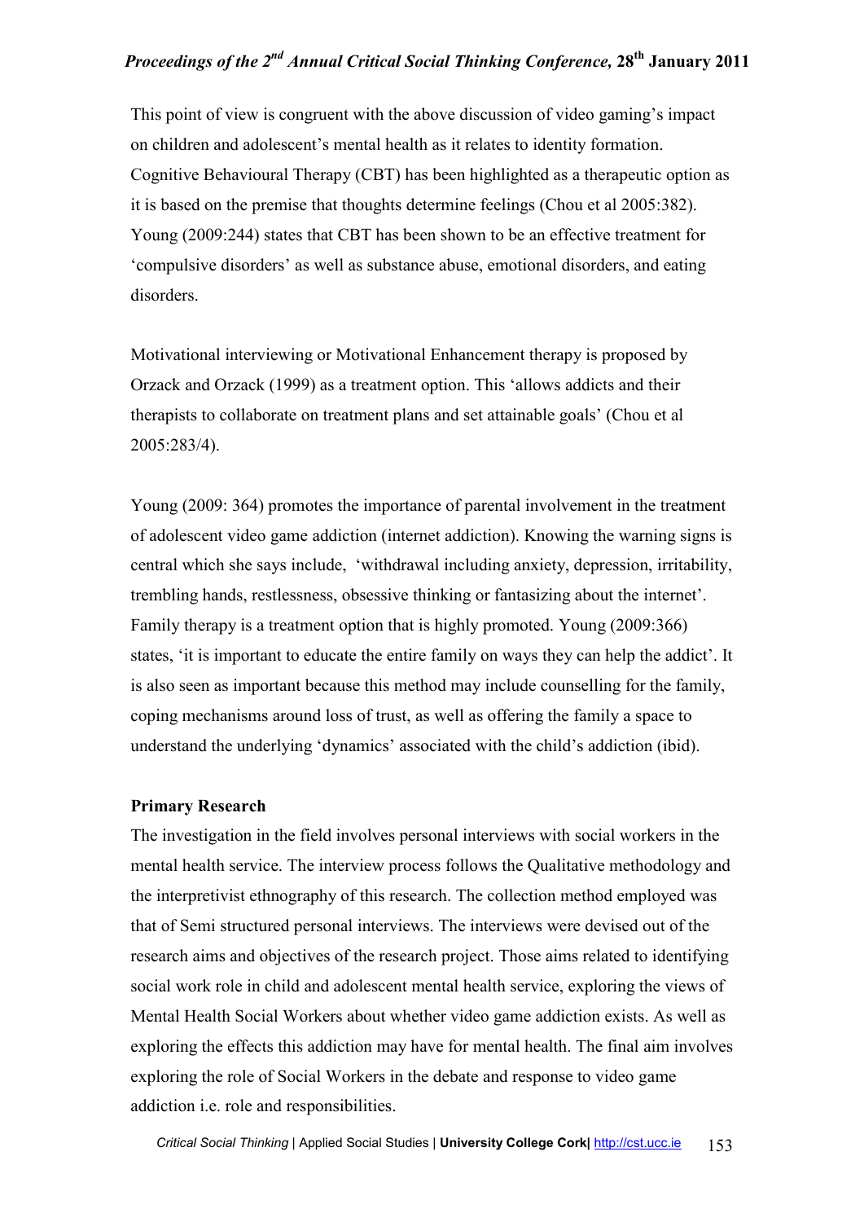This point of view is congruent with the above discussion of video gaming's impact on children and adolescent's mental health as it relates to identity formation. Cognitive Behavioural Therapy (CBT) has been highlighted as a therapeutic option as it is based on the premise that thoughts determine feelings (Chou et al 2005:382). Young (2009:244) states that CBT has been shown to be an effective treatment for 'compulsive disorders' as well as substance abuse, emotional disorders, and eating disorders.

Motivational interviewing or Motivational Enhancement therapy is proposed by Orzack and Orzack (1999) as a treatment option. This 'allows addicts and their therapists to collaborate on treatment plans and set attainable goals' (Chou et al 2005:283/4).

Young (2009: 364) promotes the importance of parental involvement in the treatment of adolescent video game addiction (internet addiction). Knowing the warning signs is central which she says include, 'withdrawal including anxiety, depression, irritability, trembling hands, restlessness, obsessive thinking or fantasizing about the internet'. Family therapy is a treatment option that is highly promoted. Young (2009:366) states, 'it is important to educate the entire family on ways they can help the addict'. It is also seen as important because this method may include counselling for the family, coping mechanisms around loss of trust, as well as offering the family a space to understand the underlying 'dynamics' associated with the child's addiction (ibid).

**Primary Research**

The investigation in the field involves personal interviews with social workers in the mental health service. The interview process follows the Qualitative methodology and the interpretivist ethnography of this research. The collection method employed was that of Semi structured personal interviews. The interviews were devised out of the research aims and objectives of the research project. Those aims related to identifying social work role in child and adolescent mental health service, exploring the views of Mental Health Social Workers about whether video game addiction exists. As well as exploring the effects this addiction may have for mental health. The final aim involves exploring the role of Social Workers in the debate and response to video game addiction i.e. role and responsibilities.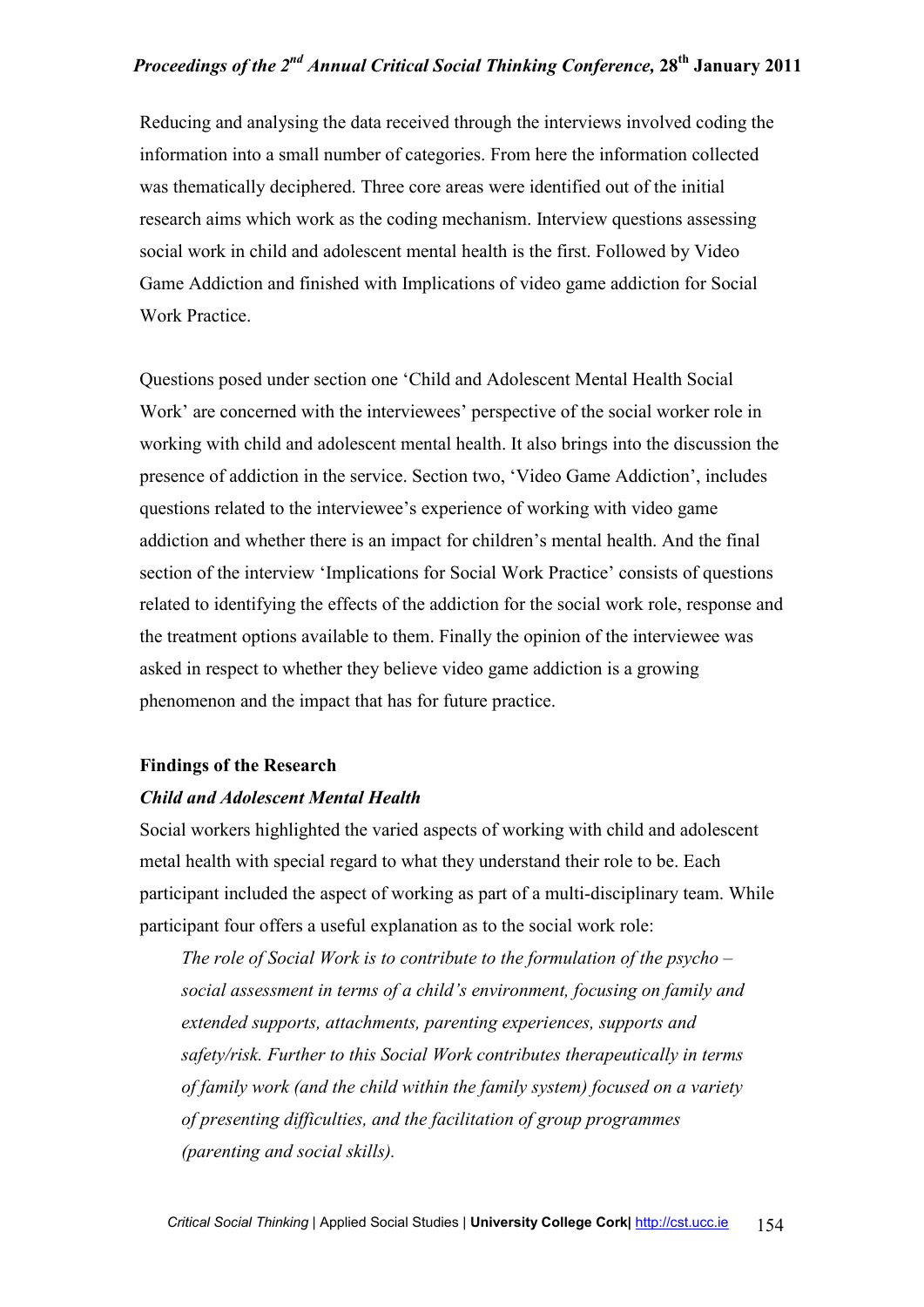Reducing and analysing the data received through the interviews involved coding the information into a small number of categories. From here the information collected was thematically deciphered. Three core areas were identified out of the initial research aims which work as the coding mechanism. Interview questions assessing social work in child and adolescent mental health is the first. Followed by Video Game Addiction and finished with Implications of video game addiction for Social Work Practice.

Questions posed under section one 'Child and Adolescent Mental Health Social Work' are concerned with the interviewees' perspective of the social worker role in working with child and adolescent mental health. It also brings into the discussion the presence of addiction in the service. Section two, 'Video Game Addiction', includes questions related to the interviewee's experience of working with video game addiction and whether there is an impact for children's mental health. And the final section of the interview 'Implications for Social Work Practice' consists of questions related to identifying the effects of the addiction for the social work role, response and the treatment options available to them. Finally the opinion of the interviewee was asked in respect to whether they believe video game addiction is a growing phenomenon and the impact that has for future practice.

## Findings of the Research

### *Child and Adolescent Mental Health*

Social workers highlighted the varied aspects of working with child and adolescent metal health with special regard to what they understand their role to be. Each participant included the aspect of working as part of a multi-disciplinary team. While participant four offers a useful explanation as to the social work role:

> *The role of Social Work is to contribute to the formulation of the psycho – social assessment in terms of a child's environment, focusing on family and extended supports, attachments, parenting experiences, supports and safety/risk. Further to this Social Work contributes therapeutically in terms of family work (and the child within the family system) focused on a variety of presenting difficulties, and the facilitation of group programmes (parenting and social skills).*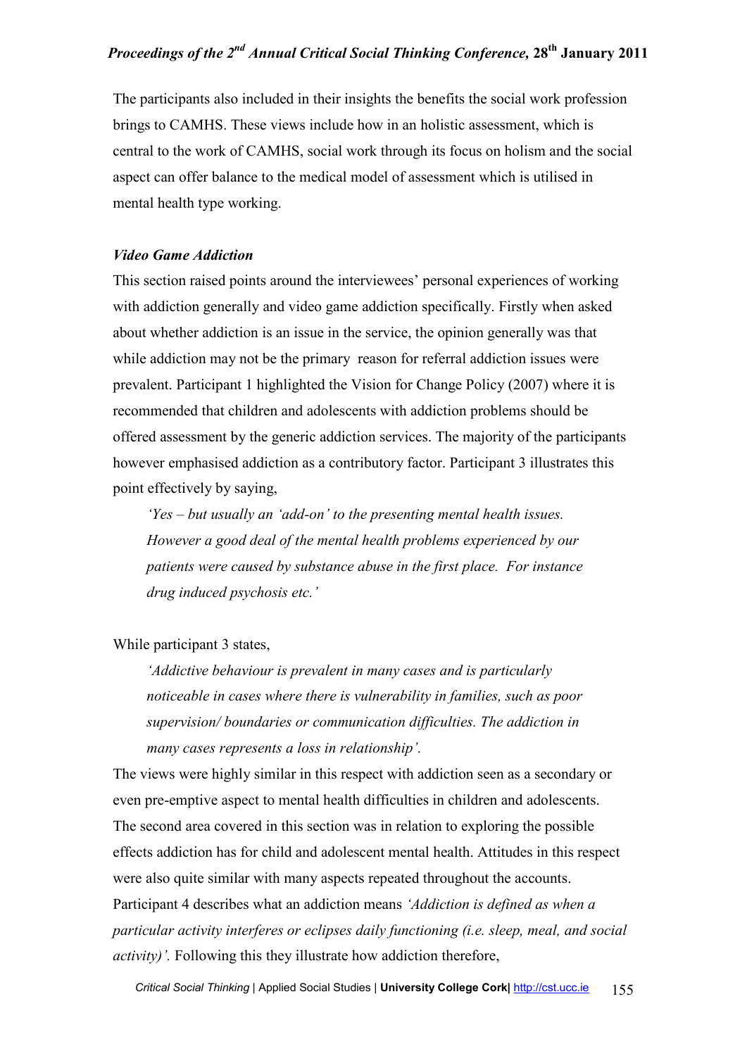The participants also included in their insights the benefits the social work profession brings to CAMHS. These views include how in an holistic assessment, which is central to the work of CAMHS, social work through its focus on holism and the social aspect can offer balance to the medical model of assessment which is utilised in mental health type working.

***Video Game Addiction***

This section raised points around the interviewees' personal experiences of working with addiction generally and video game addiction specifically. Firstly when asked about whether addiction is an issue in the service, the opinion generally was that while addiction may not be the primary reason for referral addiction issues were prevalent. Participant 1 highlighted the Vision for Change Policy (2007) where it is recommended that children and adolescents with addiction problems should be offered assessment by the generic addiction services. The majority of the participants however emphasised addiction as a contributory factor. Participant 3 illustrates this point effectively by saying,

> *'Yes – but usually an 'add-on' to the presenting mental health issues. However a good deal of the mental health problems experienced by our patients were caused by substance abuse in the first place. For instance drug induced psychosis etc.'*

While participant 3 states,

> *'Addictive behaviour is prevalent in many cases and is particularly noticeable in cases where there is vulnerability in families, such as poor supervision/ boundaries or communication difficulties. The addiction in many cases represents a loss in relationship'.*

The views were highly similar in this respect with addiction seen as a secondary or even pre-emptive aspect to mental health difficulties in children and adolescents. The second area covered in this section was in relation to exploring the possible effects addiction has for child and adolescent mental health. Attitudes in this respect were also quite similar with many aspects repeated throughout the accounts. Participant 4 describes what an addiction means *'Addiction is defined as when a particular activity interferes or eclipses daily functioning (i.e. sleep, meal, and social activity)'.* Following this they illustrate how addiction therefore,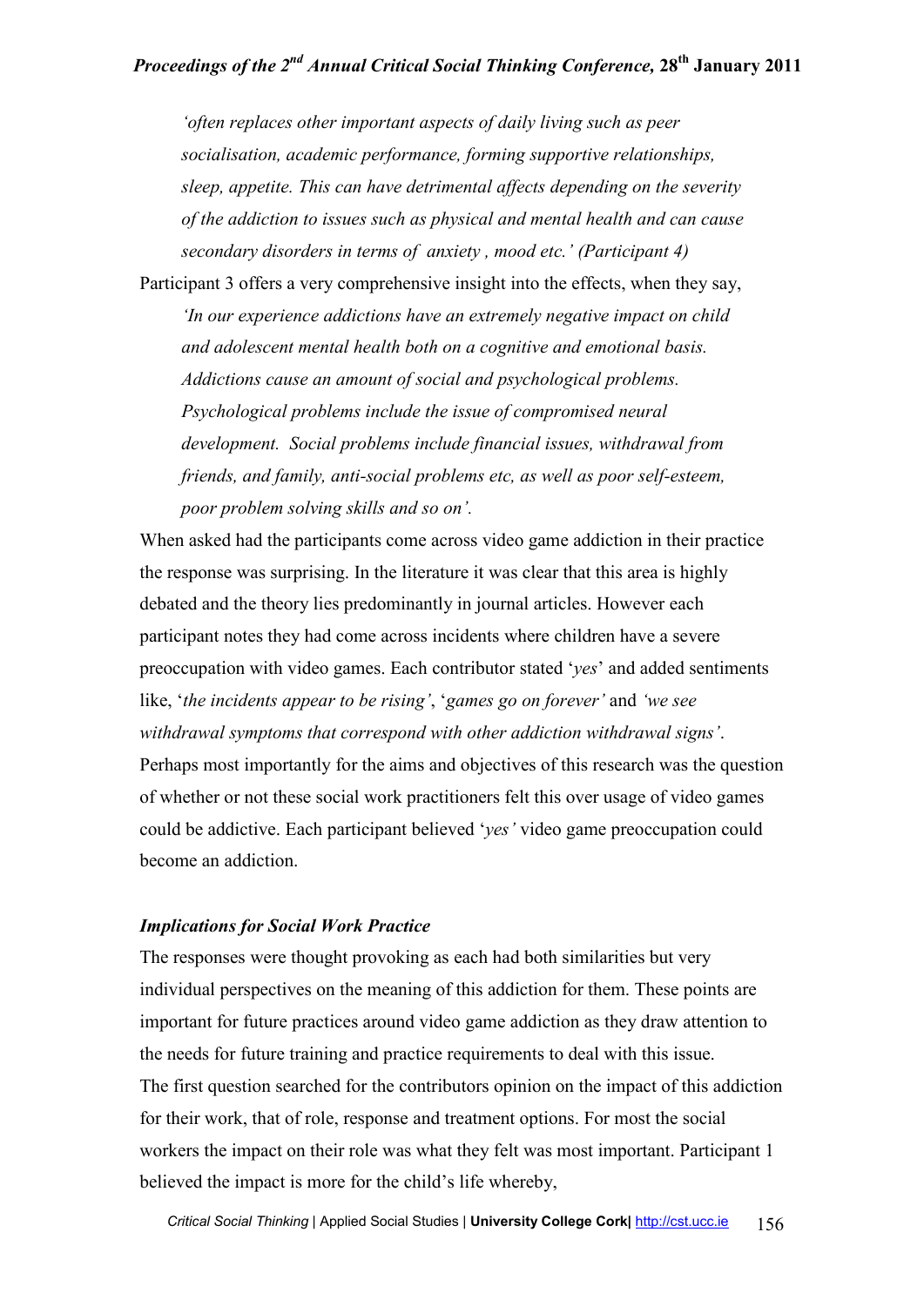*'often replaces other important aspects of daily living such as peer socialisation, academic performance, forming supportive relationships, sleep, appetite. This can have detrimental affects depending on the severity of the addiction to issues such as physical and mental health and can cause secondary disorders in terms of anxiety , mood etc.' (Participant 4)*

Participant 3 offers a very comprehensive insight into the effects, when they say,

*'In our experience addictions have an extremely negative impact on child and adolescent mental health both on a cognitive and emotional basis. Addictions cause an amount of social and psychological problems. Psychological problems include the issue of compromised neural development. Social problems include financial issues, withdrawal from friends, and family, anti-social problems etc, as well as poor self-esteem, poor problem solving skills and so on'.*

When asked had the participants come across video game addiction in their practice the response was surprising. In the literature it was clear that this area is highly debated and the theory lies predominantly in journal articles. However each participant notes they had come across incidents where children have a severe preoccupation with video games. Each contributor stated '*yes*' and added sentiments like, '*the incidents appear to be rising'*, '*games go on forever'* and *'we see withdrawal symptoms that correspond with other addiction withdrawal signs'*. Perhaps most importantly for the aims and objectives of this research was the question of whether or not these social work practitioners felt this over usage of video games could be addictive. Each participant believed '*yes'* video game preoccupation could become an addiction.

### *Implications for Social Work Practice*

The responses were thought provoking as each had both similarities but very individual perspectives on the meaning of this addiction for them. These points are important for future practices around video game addiction as they draw attention to the needs for future training and practice requirements to deal with this issue. The first question searched for the contributors opinion on the impact of this addiction for their work, that of role, response and treatment options. For most the social workers the impact on their role was what they felt was most important. Participant 1 believed the impact is more for the child's life whereby,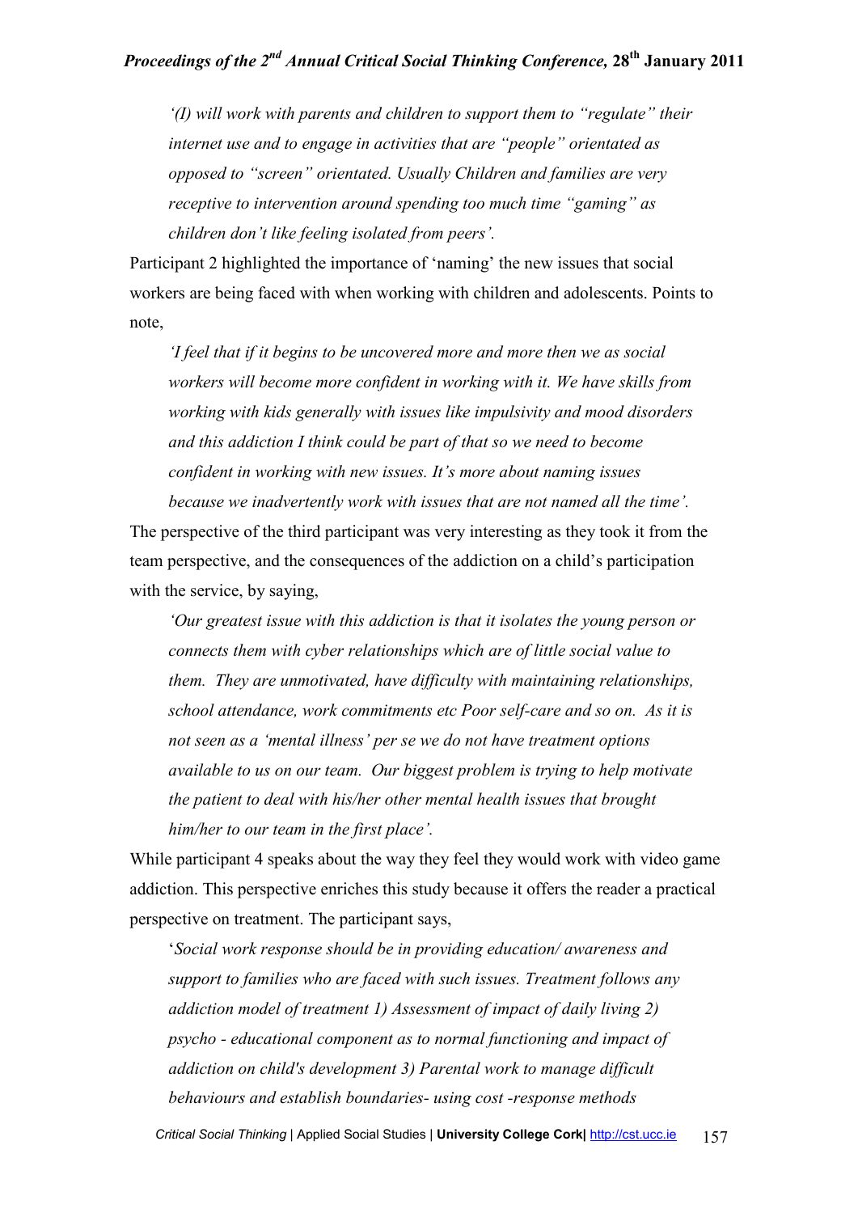*'(I) will work with parents and children to support them to "regulate" their internet use and to engage in activities that are "people" orientated as opposed to "screen" orientated. Usually Children and families are very receptive to intervention around spending too much time "gaming" as children don't like feeling isolated from peers'.*

Participant 2 highlighted the importance of 'naming' the new issues that social workers are being faced with when working with children and adolescents. Points to note,

*'I feel that if it begins to be uncovered more and more then we as social workers will become more confident in working with it. We have skills from working with kids generally with issues like impulsivity and mood disorders and this addiction I think could be part of that so we need to become confident in working with new issues. It's more about naming issues because we inadvertently work with issues that are not named all the time'.*

The perspective of the third participant was very interesting as they took it from the team perspective, and the consequences of the addiction on a child's participation with the service, by saying,

*'Our greatest issue with this addiction is that it isolates the young person or connects them with cyber relationships which are of little social value to them. They are unmotivated, have difficulty with maintaining relationships, school attendance, work commitments etc Poor self-care and so on. As it is not seen as a 'mental illness' per se we do not have treatment options available to us on our team. Our biggest problem is trying to help motivate the patient to deal with his/her other mental health issues that brought him/her to our team in the first place'.*

While participant 4 speaks about the way they feel they would work with video game addiction. This perspective enriches this study because it offers the reader a practical perspective on treatment. The participant says,

'*Social work response should be in providing education/ awareness and support to families who are faced with such issues. Treatment follows any addiction model of treatment 1) Assessment of impact of daily living 2) psycho - educational component as to normal functioning and impact of addiction on child's development 3) Parental work to manage difficult behaviours and establish boundaries- using cost -response methods*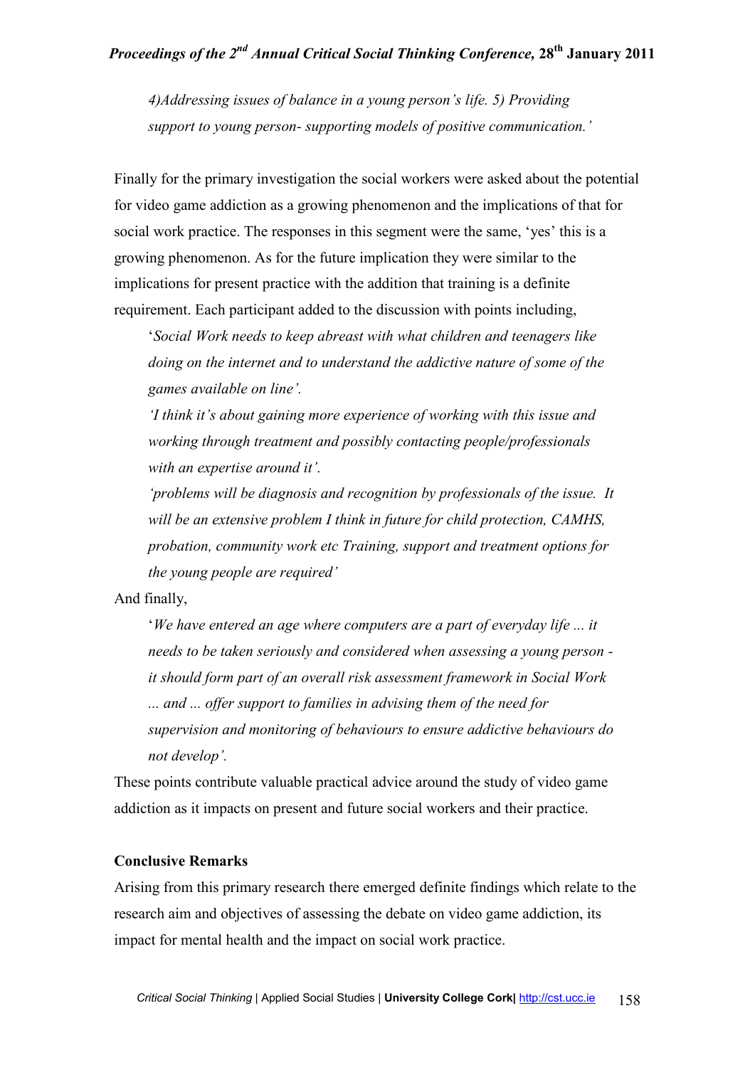*4)Addressing issues of balance in a young person's life. 5) Providing support to young person- supporting models of positive communication.'*

Finally for the primary investigation the social workers were asked about the potential for video game addiction as a growing phenomenon and the implications of that for social work practice. The responses in this segment were the same, 'yes' this is a growing phenomenon. As for the future implication they were similar to the implications for present practice with the addition that training is a definite requirement. Each participant added to the discussion with points including,

> '*Social Work needs to keep abreast with what children and teenagers like doing on the internet and to understand the addictive nature of some of the games available on line'.*
>
> *'I think it's about gaining more experience of working with this issue and working through treatment and possibly contacting people/professionals with an expertise around it'.*
>
> *'problems will be diagnosis and recognition by professionals of the issue. It will be an extensive problem I think in future for child protection, CAMHS, probation, community work etc Training, support and treatment options for the young people are required'*

And finally,

> '*We have entered an age where computers are a part of everyday life ... it needs to be taken seriously and considered when assessing a young person - it should form part of an overall risk assessment framework in Social Work ... and ... offer support to families in advising them of the need for supervision and monitoring of behaviours to ensure addictive behaviours do not develop'.*

These points contribute valuable practical advice around the study of video game addiction as it impacts on present and future social workers and their practice.

**Conclusive Remarks**

Arising from this primary research there emerged definite findings which relate to the research aim and objectives of assessing the debate on video game addiction, its impact for mental health and the impact on social work practice.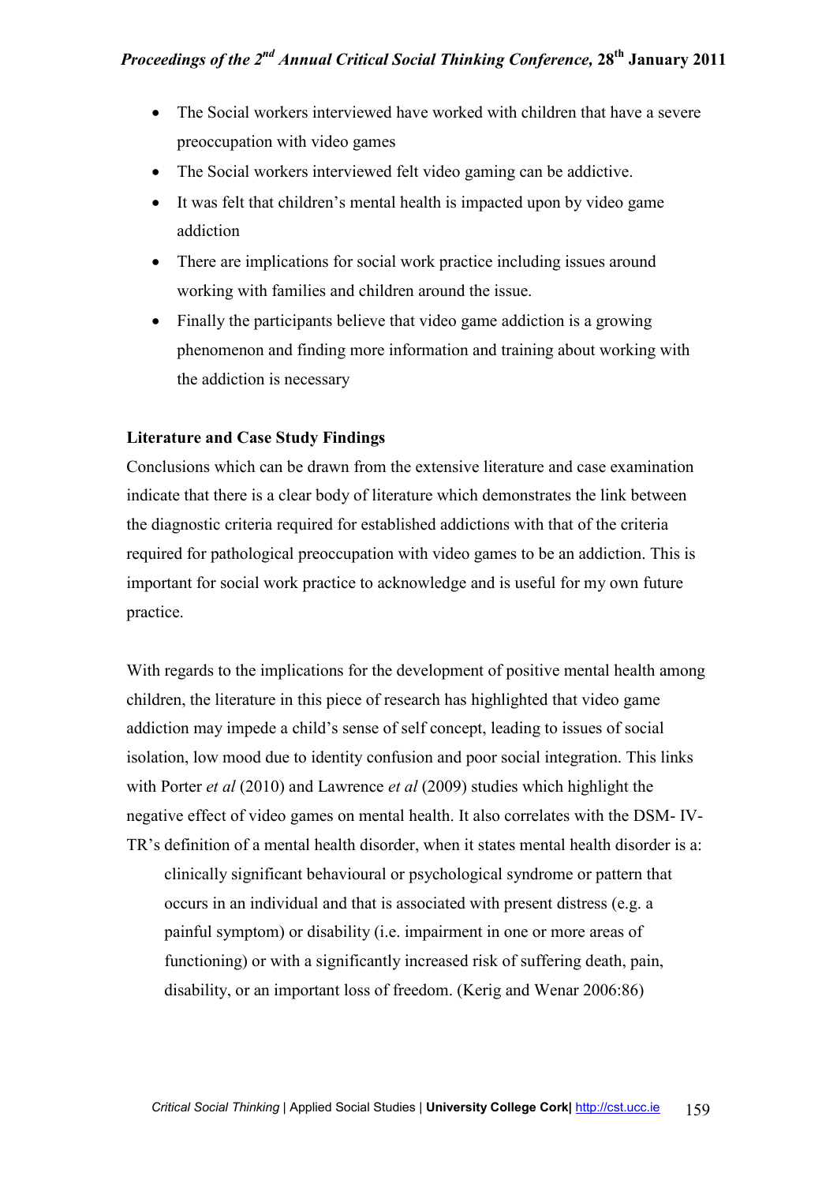- The Social workers interviewed have worked with children that have a severe preoccupation with video games
- The Social workers interviewed felt video gaming can be addictive.
- It was felt that children's mental health is impacted upon by video game addiction
- There are implications for social work practice including issues around working with families and children around the issue.
- Finally the participants believe that video game addiction is a growing phenomenon and finding more information and training about working with the addiction is necessary

**Literature and Case Study Findings**

Conclusions which can be drawn from the extensive literature and case examination indicate that there is a clear body of literature which demonstrates the link between the diagnostic criteria required for established addictions with that of the criteria required for pathological preoccupation with video games to be an addiction. This is important for social work practice to acknowledge and is useful for my own future practice.

With regards to the implications for the development of positive mental health among children, the literature in this piece of research has highlighted that video game addiction may impede a child's sense of self concept, leading to issues of social isolation, low mood due to identity confusion and poor social integration. This links with Porter *et al* (2010) and Lawrence *et al* (2009) studies which highlight the negative effect of video games on mental health. It also correlates with the DSM- IV-TR's definition of a mental health disorder, when it states mental health disorder is a:

> clinically significant behavioural or psychological syndrome or pattern that occurs in an individual and that is associated with present distress (e.g. a painful symptom) or disability (i.e. impairment in one or more areas of functioning) or with a significantly increased risk of suffering death, pain, disability, or an important loss of freedom. (Kerig and Wenar 2006:86)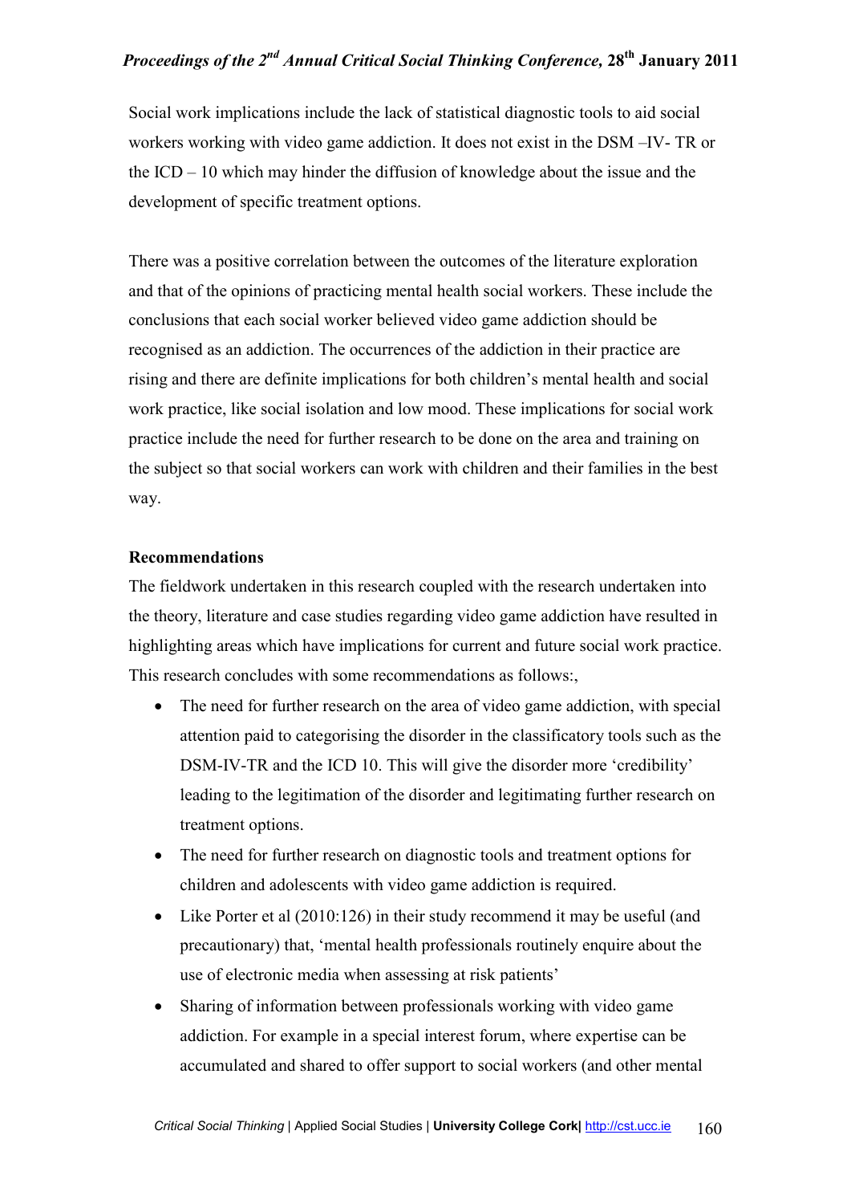Social work implications include the lack of statistical diagnostic tools to aid social workers working with video game addiction. It does not exist in the DSM –IV- TR or the ICD – 10 which may hinder the diffusion of knowledge about the issue and the development of specific treatment options.

There was a positive correlation between the outcomes of the literature exploration and that of the opinions of practicing mental health social workers. These include the conclusions that each social worker believed video game addiction should be recognised as an addiction. The occurrences of the addiction in their practice are rising and there are definite implications for both children's mental health and social work practice, like social isolation and low mood. These implications for social work practice include the need for further research to be done on the area and training on the subject so that social workers can work with children and their families in the best way.

**Recommendations**

The fieldwork undertaken in this research coupled with the research undertaken into the theory, literature and case studies regarding video game addiction have resulted in highlighting areas which have implications for current and future social work practice. This research concludes with some recommendations as follows:,

- The need for further research on the area of video game addiction, with special attention paid to categorising the disorder in the classificatory tools such as the DSM-IV-TR and the ICD 10. This will give the disorder more 'credibility' leading to the legitimation of the disorder and legitimating further research on treatment options.
- The need for further research on diagnostic tools and treatment options for children and adolescents with video game addiction is required.
- Like Porter et al (2010:126) in their study recommend it may be useful (and precautionary) that, 'mental health professionals routinely enquire about the use of electronic media when assessing at risk patients'
- Sharing of information between professionals working with video game addiction. For example in a special interest forum, where expertise can be accumulated and shared to offer support to social workers (and other mental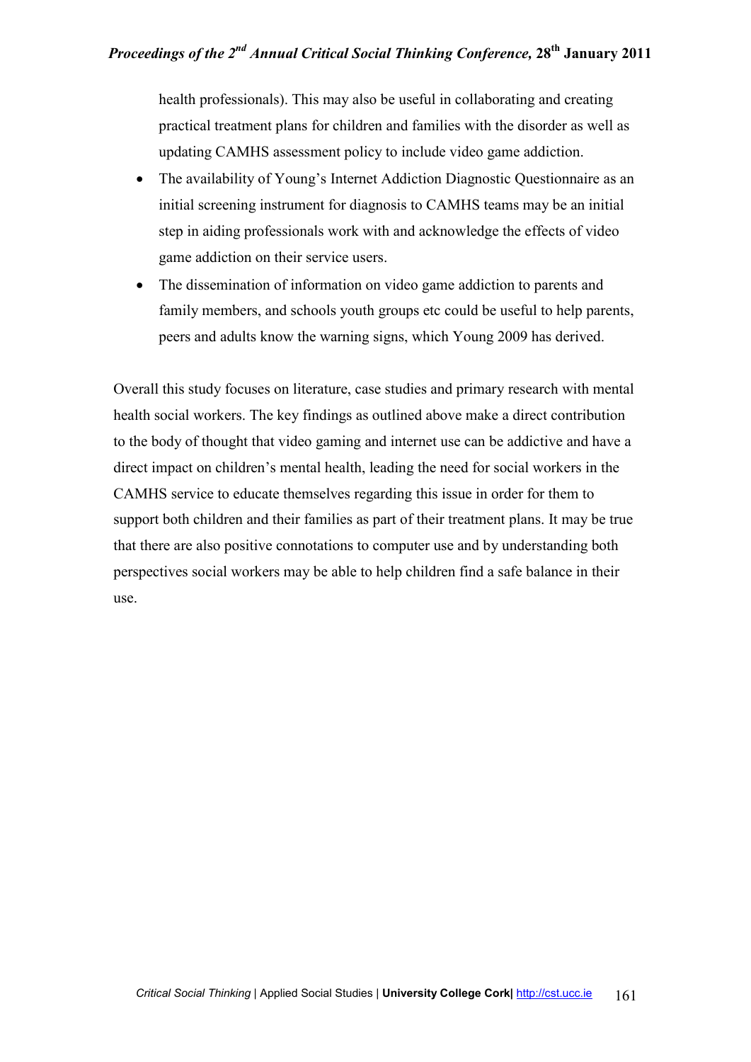health professionals). This may also be useful in collaborating and creating practical treatment plans for children and families with the disorder as well as updating CAMHS assessment policy to include video game addiction.

- The availability of Young's Internet Addiction Diagnostic Questionnaire as an initial screening instrument for diagnosis to CAMHS teams may be an initial step in aiding professionals work with and acknowledge the effects of video game addiction on their service users.
- The dissemination of information on video game addiction to parents and family members, and schools youth groups etc could be useful to help parents, peers and adults know the warning signs, which Young 2009 has derived.

Overall this study focuses on literature, case studies and primary research with mental health social workers. The key findings as outlined above make a direct contribution to the body of thought that video gaming and internet use can be addictive and have a direct impact on children's mental health, leading the need for social workers in the CAMHS service to educate themselves regarding this issue in order for them to support both children and their families as part of their treatment plans. It may be true that there are also positive connotations to computer use and by understanding both perspectives social workers may be able to help children find a safe balance in their use.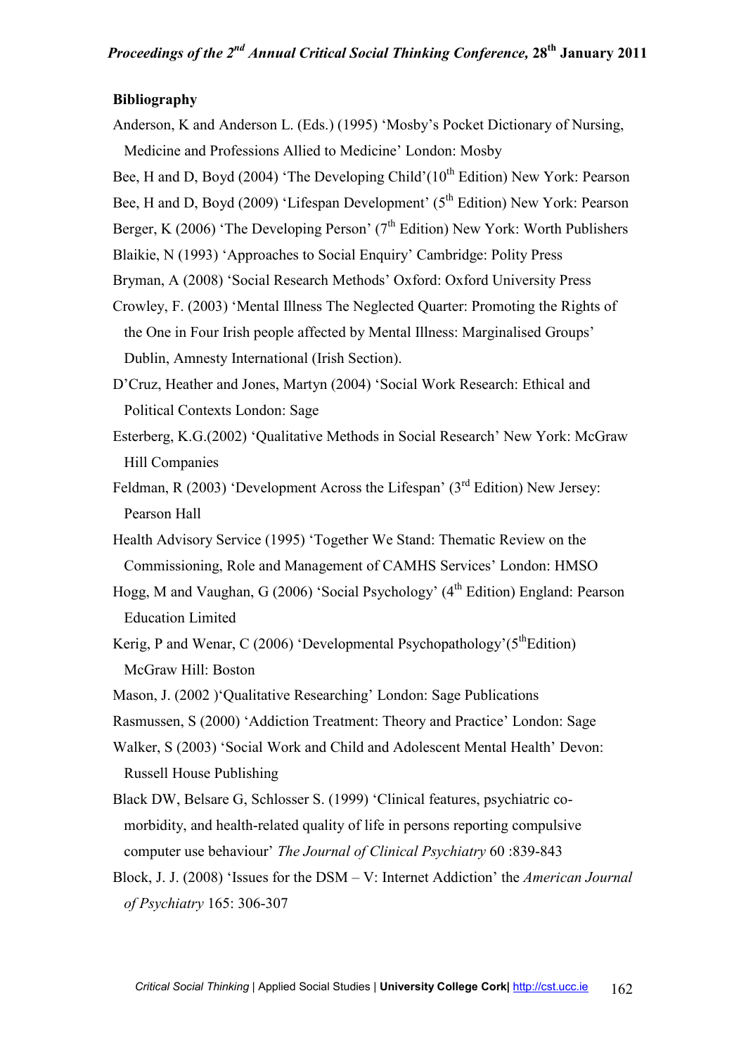**Bibliography**

Anderson, K and Anderson L. (Eds.) (1995) 'Mosby's Pocket Dictionary of Nursing, Medicine and Professions Allied to Medicine' London: Mosby

Bee, H and D, Boyd (2004) 'The Developing Child'(10th Edition) New York: Pearson

Bee, H and D, Boyd (2009) 'Lifespan Development' (5th Edition) New York: Pearson

Berger, K (2006) 'The Developing Person' (7th Edition) New York: Worth Publishers

Blaikie, N (1993) 'Approaches to Social Enquiry' Cambridge: Polity Press

Bryman, A (2008) 'Social Research Methods' Oxford: Oxford University Press

Crowley, F. (2003) 'Mental Illness The Neglected Quarter: Promoting the Rights of the One in Four Irish people affected by Mental Illness: Marginalised Groups' Dublin, Amnesty International (Irish Section).

D'Cruz, Heather and Jones, Martyn (2004) 'Social Work Research: Ethical and Political Contexts London: Sage

Esterberg, K.G.(2002) 'Qualitative Methods in Social Research' New York: McGraw Hill Companies

Feldman, R (2003) 'Development Across the Lifespan' (3rd Edition) New Jersey: Pearson Hall

Health Advisory Service (1995) 'Together We Stand: Thematic Review on the Commissioning, Role and Management of CAMHS Services' London: HMSO

Hogg, M and Vaughan, G (2006) 'Social Psychology' (4th Edition) England: Pearson Education Limited

Kerig, P and Wenar, C (2006) 'Developmental Psychopathology'(5thEdition) McGraw Hill: Boston

Mason, J. (2002 )'Qualitative Researching' London: Sage Publications

Rasmussen, S (2000) 'Addiction Treatment: Theory and Practice' London: Sage

Walker, S (2003) 'Social Work and Child and Adolescent Mental Health' Devon: Russell House Publishing

Black DW, Belsare G, Schlosser S. (1999) 'Clinical features, psychiatric co-morbidity, and health-related quality of life in persons reporting compulsive computer use behaviour' *The Journal of Clinical Psychiatry* 60 :839-843

Block, J. J. (2008) 'Issues for the DSM – V: Internet Addiction' the *American Journal of Psychiatry* 165: 306-307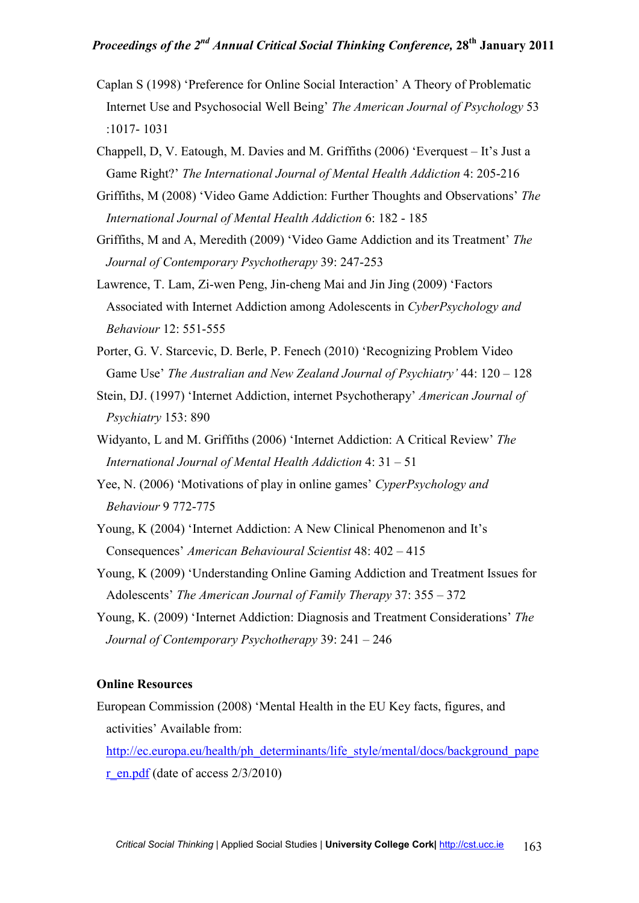Caplan S (1998) 'Preference for Online Social Interaction' A Theory of Problematic Internet Use and Psychosocial Well Being' *The American Journal of Psychology* 53 :1017- 1031

Chappell, D, V. Eatough, M. Davies and M. Griffiths (2006) 'Everquest – It's Just a Game Right?' *The International Journal of Mental Health Addiction* 4: 205-216

Griffiths, M (2008) 'Video Game Addiction: Further Thoughts and Observations' *The International Journal of Mental Health Addiction* 6: 182 - 185

Griffiths, M and A, Meredith (2009) 'Video Game Addiction and its Treatment' *The Journal of Contemporary Psychotherapy* 39: 247-253

Lawrence, T. Lam, Zi-wen Peng, Jin-cheng Mai and Jin Jing (2009) 'Factors Associated with Internet Addiction among Adolescents in *CyberPsychology and Behaviour* 12: 551-555

Porter, G. V. Starcevic, D. Berle, P. Fenech (2010) 'Recognizing Problem Video Game Use' *The Australian and New Zealand Journal of Psychiatry'* 44: 120 – 128

Stein, DJ. (1997) 'Internet Addiction, internet Psychotherapy' *American Journal of Psychiatry* 153: 890

Widyanto, L and M. Griffiths (2006) 'Internet Addiction: A Critical Review' *The International Journal of Mental Health Addiction* 4: 31 – 51

Yee, N. (2006) 'Motivations of play in online games' *CyperPsychology and Behaviour* 9 772-775

Young, K (2004) 'Internet Addiction: A New Clinical Phenomenon and It's Consequences' *American Behavioural Scientist* 48: 402 – 415

Young, K (2009) 'Understanding Online Gaming Addiction and Treatment Issues for Adolescents' *The American Journal of Family Therapy* 37: 355 – 372

Young, K. (2009) 'Internet Addiction: Diagnosis and Treatment Considerations' *The Journal of Contemporary Psychotherapy* 39: 241 – 246

**Online Resources**

European Commission (2008) 'Mental Health in the EU Key facts, figures, and activities' Available from: http://ec.europa.eu/health/ph_determinants/life_style/mental/docs/background_paper_en.pdf (date of access 2/3/2010)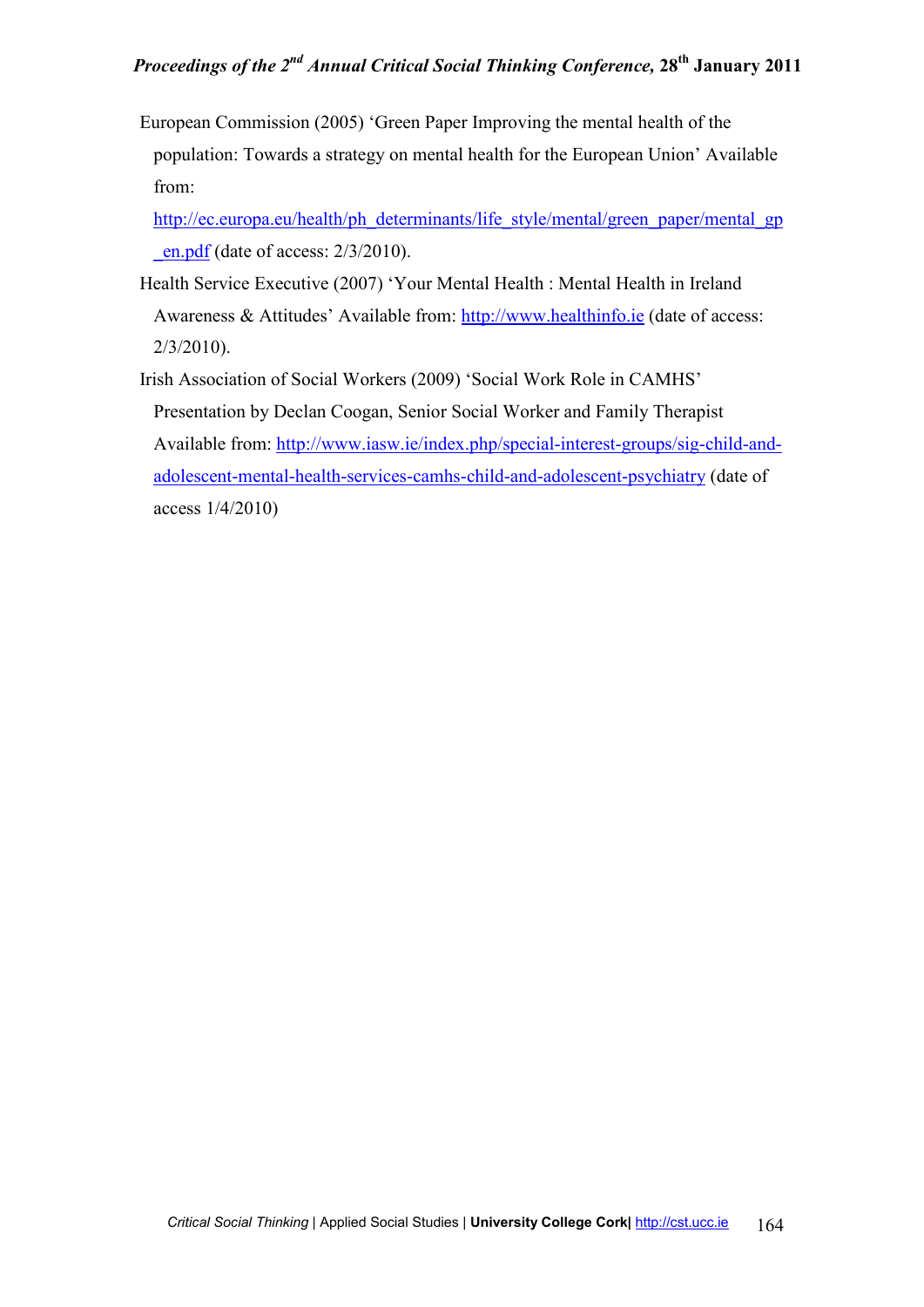European Commission (2005) 'Green Paper Improving the mental health of the population: Towards a strategy on mental health for the European Union' Available from: http://ec.europa.eu/health/ph_determinants/life_style/mental/green_paper/mental_gp_en.pdf (date of access: 2/3/2010).

Health Service Executive (2007) 'Your Mental Health : Mental Health in Ireland Awareness & Attitudes' Available from: http://www.healthinfo.ie (date of access: 2/3/2010).

Irish Association of Social Workers (2009) 'Social Work Role in CAMHS' Presentation by Declan Coogan, Senior Social Worker and Family Therapist Available from: http://www.iasw.ie/index.php/special-interest-groups/sig-child-and-adolescent-mental-health-services-camhs-child-and-adolescent-psychiatry (date of access 1/4/2010)